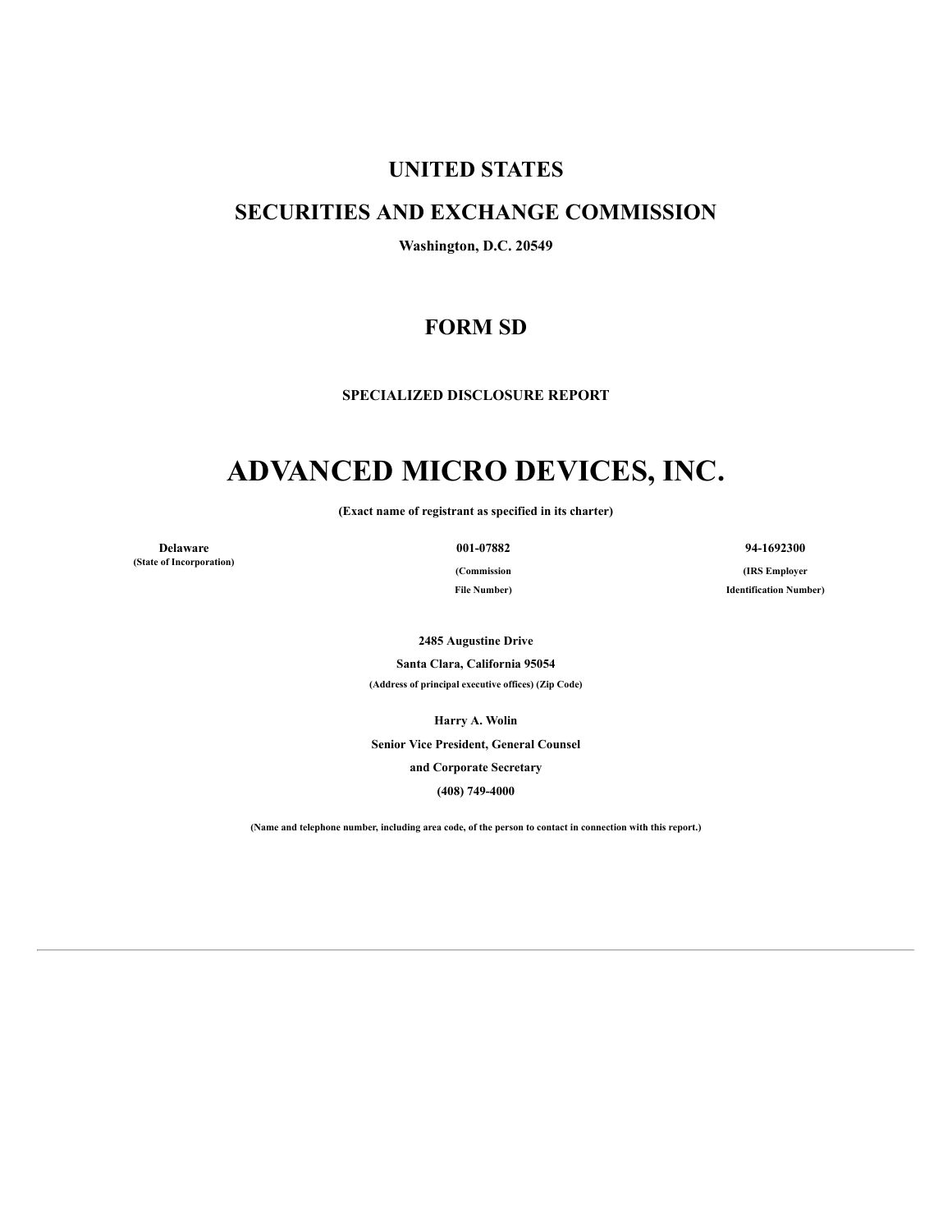# UNITED STATES

# SECURITIES AND EXCHANGE COMMISSION

**Washington, D.C. 20549**

## FORM SD

**SPECIALIZED DISCLOSURE REPORT**

# ADVANCED MICRO DEVICES, INC.

**(Exact name of registrant as specified in its charter)**

| Delaware | 001-07882 | 94-1692300 |
| --- | --- | --- |
| (State of Incorporation) | (Commission File Number) | (IRS Employer Identification Number) |

**2485 Augustine Drive**

**Santa Clara, California 95054**

**(Address of principal executive offices) (Zip Code)**

**Harry A. Wolin**

**Senior Vice President, General Counsel**

**and Corporate Secretary**

**(408) 749-4000**

**(Name and telephone number, including area code, of the person to contact in connection with this report.)**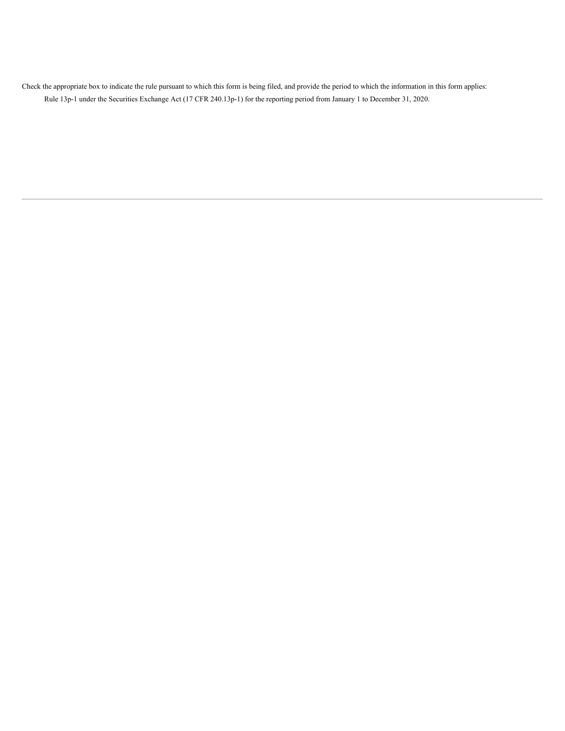Check the appropriate box to indicate the rule pursuant to which this form is being filed, and provide the period to which the information in this form applies:

Rule 13p-1 under the Securities Exchange Act (17 CFR 240.13p-1) for the reporting period from January 1 to December 31, 2020.

---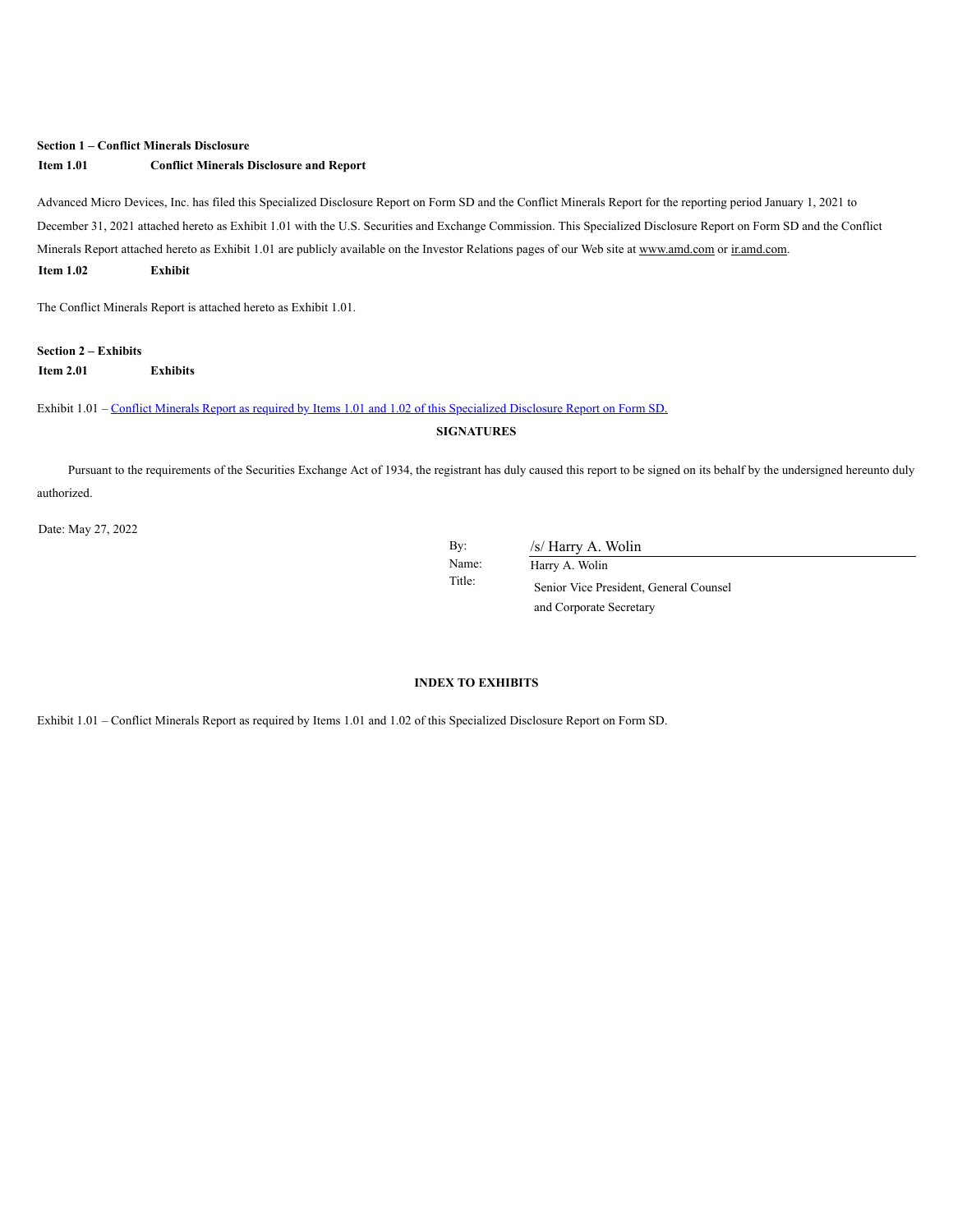**Section 1 – Conflict Minerals Disclosure**

**Item 1.01 Conflict Minerals Disclosure and Report**

Advanced Micro Devices, Inc. has filed this Specialized Disclosure Report on Form SD and the Conflict Minerals Report for the reporting period January 1, 2021 to December 31, 2021 attached hereto as Exhibit 1.01 with the U.S. Securities and Exchange Commission. This Specialized Disclosure Report on Form SD and the Conflict Minerals Report attached hereto as Exhibit 1.01 are publicly available on the Investor Relations pages of our Web site at www.amd.com or ir.amd.com.

**Item 1.02 Exhibit**

The Conflict Minerals Report is attached hereto as Exhibit 1.01.

**Section 2 – Exhibits**

**Item 2.01 Exhibits**

Exhibit 1.01 – Conflict Minerals Report as required by Items 1.01 and 1.02 of this Specialized Disclosure Report on Form SD.

**SIGNATURES**

Pursuant to the requirements of the Securities Exchange Act of 1934, the registrant has duly caused this report to be signed on its behalf by the undersigned hereunto duly authorized.

Date: May 27, 2022

By: /s/ Harry A. Wolin
Name: Harry A. Wolin
Title: Senior Vice President, General Counsel and Corporate Secretary

**INDEX TO EXHIBITS**

Exhibit 1.01 – Conflict Minerals Report as required by Items 1.01 and 1.02 of this Specialized Disclosure Report on Form SD.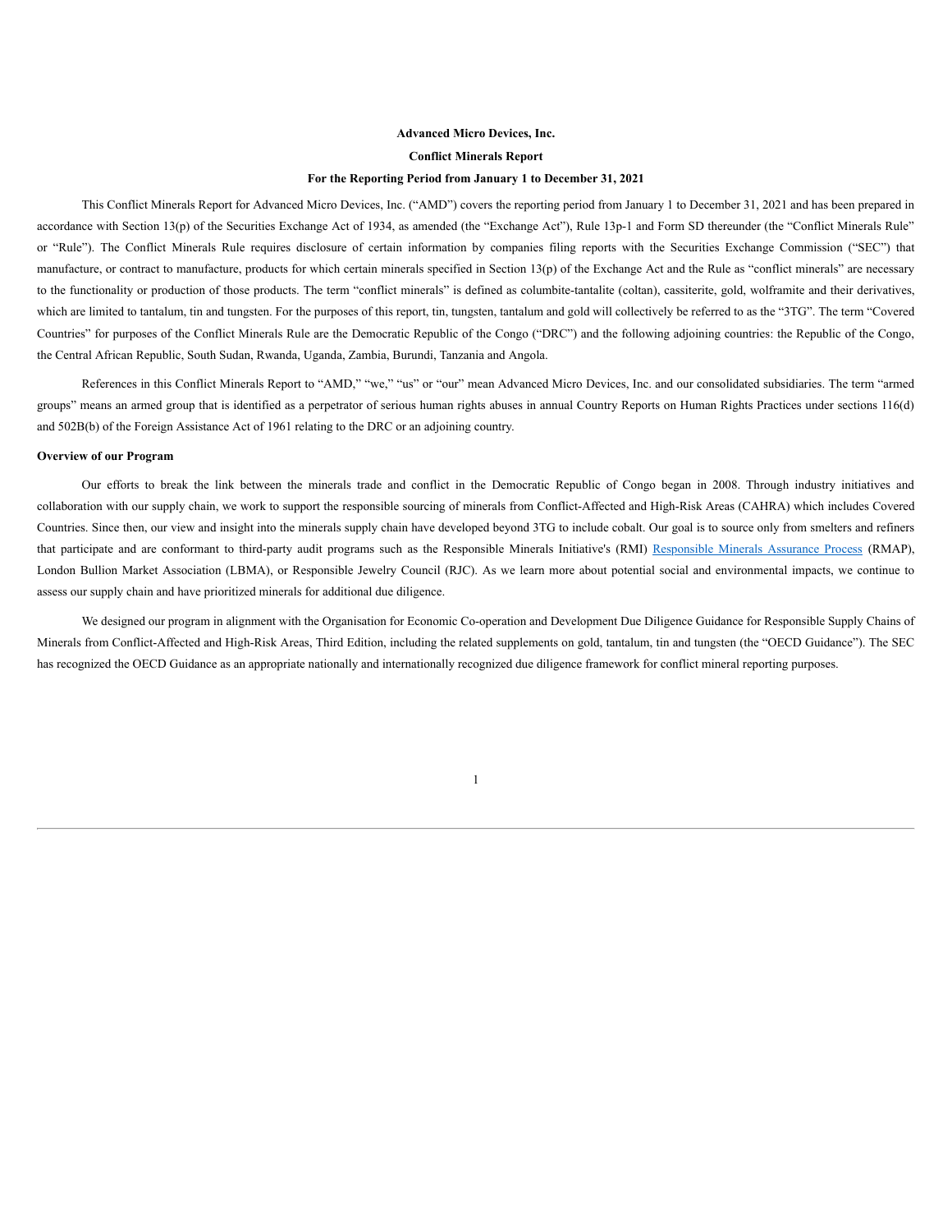**Advanced Micro Devices, Inc.**

**Conflict Minerals Report**

**For the Reporting Period from January 1 to December 31, 2021**

This Conflict Minerals Report for Advanced Micro Devices, Inc. ("AMD") covers the reporting period from January 1 to December 31, 2021 and has been prepared in accordance with Section 13(p) of the Securities Exchange Act of 1934, as amended (the "Exchange Act"), Rule 13p-1 and Form SD thereunder (the "Conflict Minerals Rule" or "Rule"). The Conflict Minerals Rule requires disclosure of certain information by companies filing reports with the Securities Exchange Commission ("SEC") that manufacture, or contract to manufacture, products for which certain minerals specified in Section 13(p) of the Exchange Act and the Rule as "conflict minerals" are necessary to the functionality or production of those products. The term "conflict minerals" is defined as columbite-tantalite (coltan), cassiterite, gold, wolframite and their derivatives, which are limited to tantalum, tin and tungsten. For the purposes of this report, tin, tungsten, tantalum and gold will collectively be referred to as the "3TG". The term "Covered Countries" for purposes of the Conflict Minerals Rule are the Democratic Republic of the Congo ("DRC") and the following adjoining countries: the Republic of the Congo, the Central African Republic, South Sudan, Rwanda, Uganda, Zambia, Burundi, Tanzania and Angola.

References in this Conflict Minerals Report to "AMD," "we," "us" or "our" mean Advanced Micro Devices, Inc. and our consolidated subsidiaries. The term "armed groups" means an armed group that is identified as a perpetrator of serious human rights abuses in annual Country Reports on Human Rights Practices under sections 116(d) and 502B(b) of the Foreign Assistance Act of 1961 relating to the DRC or an adjoining country.

**Overview of our Program**

Our efforts to break the link between the minerals trade and conflict in the Democratic Republic of Congo began in 2008. Through industry initiatives and collaboration with our supply chain, we work to support the responsible sourcing of minerals from Conflict-Affected and High-Risk Areas (CAHRA) which includes Covered Countries. Since then, our view and insight into the minerals supply chain have developed beyond 3TG to include cobalt. Our goal is to source only from smelters and refiners that participate and are conformant to third-party audit programs such as the Responsible Minerals Initiative's (RMI) Responsible Minerals Assurance Process (RMAP), London Bullion Market Association (LBMA), or Responsible Jewelry Council (RJC). As we learn more about potential social and environmental impacts, we continue to assess our supply chain and have prioritized minerals for additional due diligence.

We designed our program in alignment with the Organisation for Economic Co-operation and Development Due Diligence Guidance for Responsible Supply Chains of Minerals from Conflict-Affected and High-Risk Areas, Third Edition, including the related supplements on gold, tantalum, tin and tungsten (the "OECD Guidance"). The SEC has recognized the OECD Guidance as an appropriate nationally and internationally recognized due diligence framework for conflict mineral reporting purposes.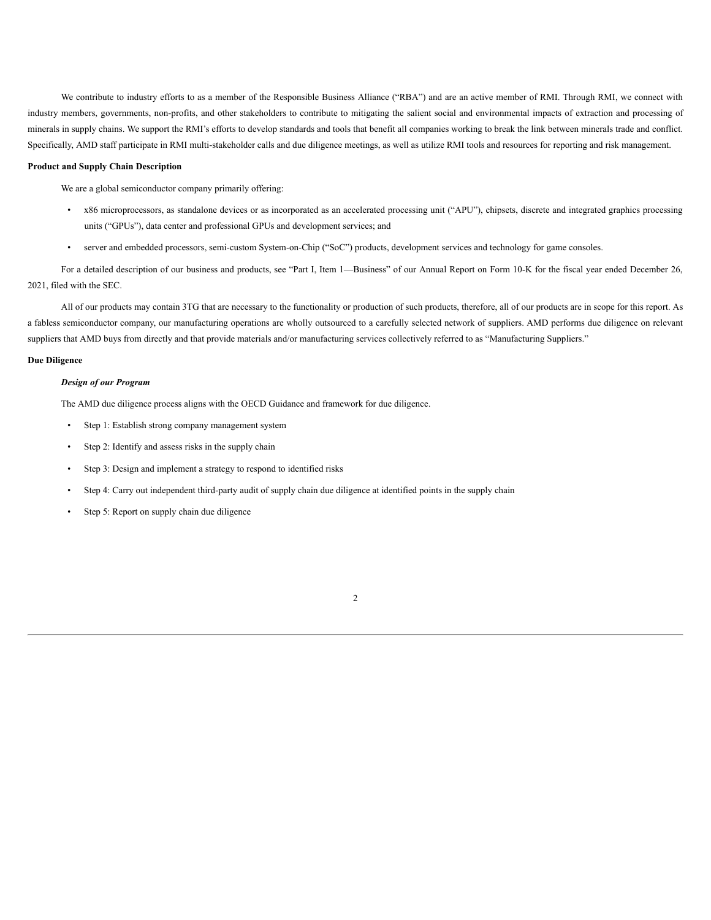We contribute to industry efforts to as a member of the Responsible Business Alliance ("RBA") and are an active member of RMI. Through RMI, we connect with industry members, governments, non-profits, and other stakeholders to contribute to mitigating the salient social and environmental impacts of extraction and processing of minerals in supply chains. We support the RMI's efforts to develop standards and tools that benefit all companies working to break the link between minerals trade and conflict. Specifically, AMD staff participate in RMI multi-stakeholder calls and due diligence meetings, as well as utilize RMI tools and resources for reporting and risk management.

**Product and Supply Chain Description**

We are a global semiconductor company primarily offering:

- x86 microprocessors, as standalone devices or as incorporated as an accelerated processing unit ("APU"), chipsets, discrete and integrated graphics processing units ("GPUs"), data center and professional GPUs and development services; and
- server and embedded processors, semi-custom System-on-Chip ("SoC") products, development services and technology for game consoles.

For a detailed description of our business and products, see "Part I, Item 1—Business" of our Annual Report on Form 10-K for the fiscal year ended December 26, 2021, filed with the SEC.

All of our products may contain 3TG that are necessary to the functionality or production of such products, therefore, all of our products are in scope for this report. As a fabless semiconductor company, our manufacturing operations are wholly outsourced to a carefully selected network of suppliers. AMD performs due diligence on relevant suppliers that AMD buys from directly and that provide materials and/or manufacturing services collectively referred to as "Manufacturing Suppliers."

**Due Diligence**

***Design of our Program***

The AMD due diligence process aligns with the OECD Guidance and framework for due diligence.

- Step 1: Establish strong company management system
- Step 2: Identify and assess risks in the supply chain
- Step 3: Design and implement a strategy to respond to identified risks
- Step 4: Carry out independent third-party audit of supply chain due diligence at identified points in the supply chain
- Step 5: Report on supply chain due diligence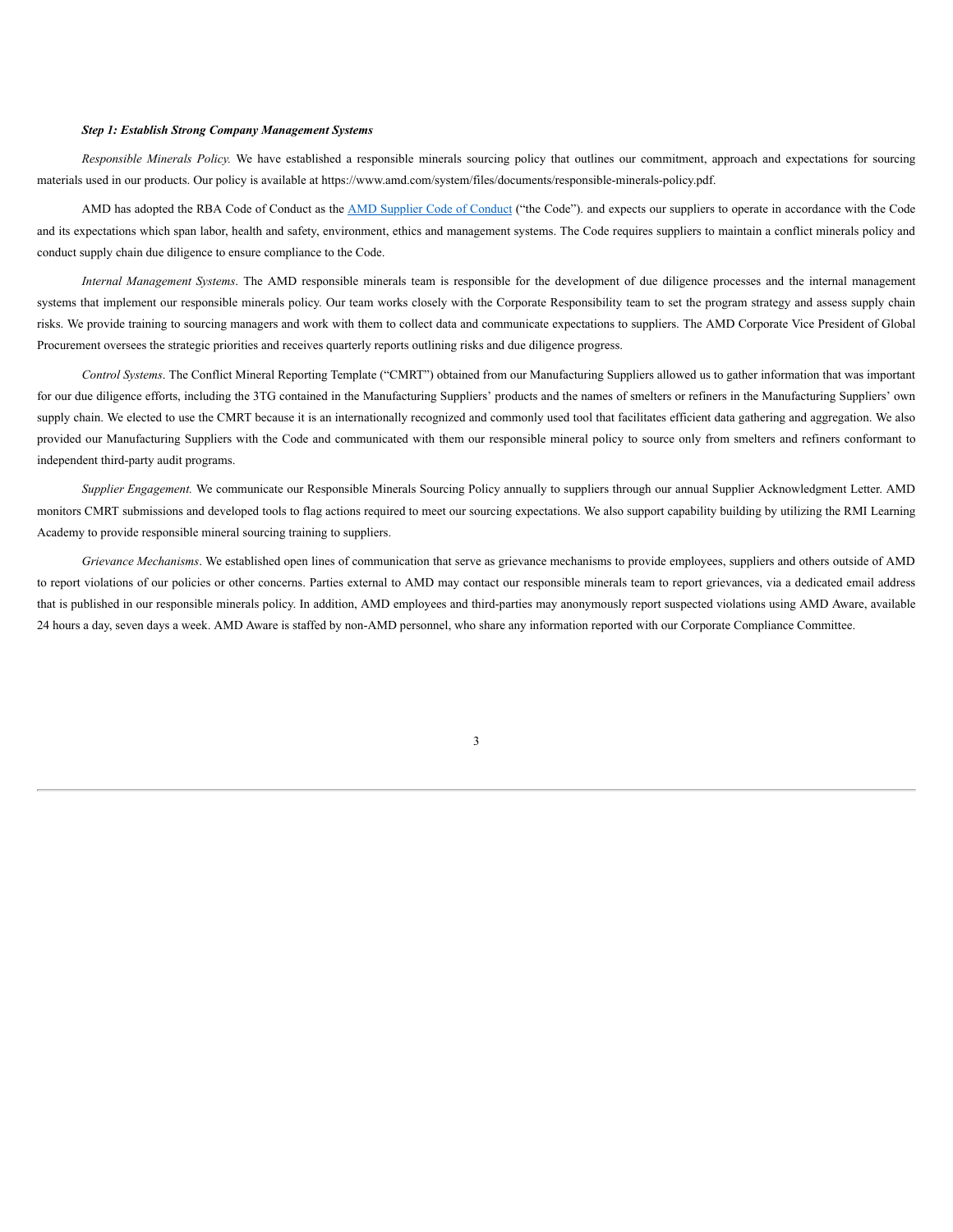***Step 1: Establish Strong Company Management Systems***

*Responsible Minerals Policy.* We have established a responsible minerals sourcing policy that outlines our commitment, approach and expectations for sourcing materials used in our products. Our policy is available at https://www.amd.com/system/files/documents/responsible-minerals-policy.pdf.

AMD has adopted the RBA Code of Conduct as the AMD Supplier Code of Conduct ("the Code"). and expects our suppliers to operate in accordance with the Code and its expectations which span labor, health and safety, environment, ethics and management systems. The Code requires suppliers to maintain a conflict minerals policy and conduct supply chain due diligence to ensure compliance to the Code.

*Internal Management Systems*. The AMD responsible minerals team is responsible for the development of due diligence processes and the internal management systems that implement our responsible minerals policy. Our team works closely with the Corporate Responsibility team to set the program strategy and assess supply chain risks. We provide training to sourcing managers and work with them to collect data and communicate expectations to suppliers. The AMD Corporate Vice President of Global Procurement oversees the strategic priorities and receives quarterly reports outlining risks and due diligence progress.

*Control Systems*. The Conflict Mineral Reporting Template ("CMRT") obtained from our Manufacturing Suppliers allowed us to gather information that was important for our due diligence efforts, including the 3TG contained in the Manufacturing Suppliers' products and the names of smelters or refiners in the Manufacturing Suppliers' own supply chain. We elected to use the CMRT because it is an internationally recognized and commonly used tool that facilitates efficient data gathering and aggregation. We also provided our Manufacturing Suppliers with the Code and communicated with them our responsible mineral policy to source only from smelters and refiners conformant to independent third-party audit programs.

*Supplier Engagement.* We communicate our Responsible Minerals Sourcing Policy annually to suppliers through our annual Supplier Acknowledgment Letter. AMD monitors CMRT submissions and developed tools to flag actions required to meet our sourcing expectations. We also support capability building by utilizing the RMI Learning Academy to provide responsible mineral sourcing training to suppliers.

*Grievance Mechanisms*. We established open lines of communication that serve as grievance mechanisms to provide employees, suppliers and others outside of AMD to report violations of our policies or other concerns. Parties external to AMD may contact our responsible minerals team to report grievances, via a dedicated email address that is published in our responsible minerals policy. In addition, AMD employees and third-parties may anonymously report suspected violations using AMD Aware, available 24 hours a day, seven days a week. AMD Aware is staffed by non-AMD personnel, who share any information reported with our Corporate Compliance Committee.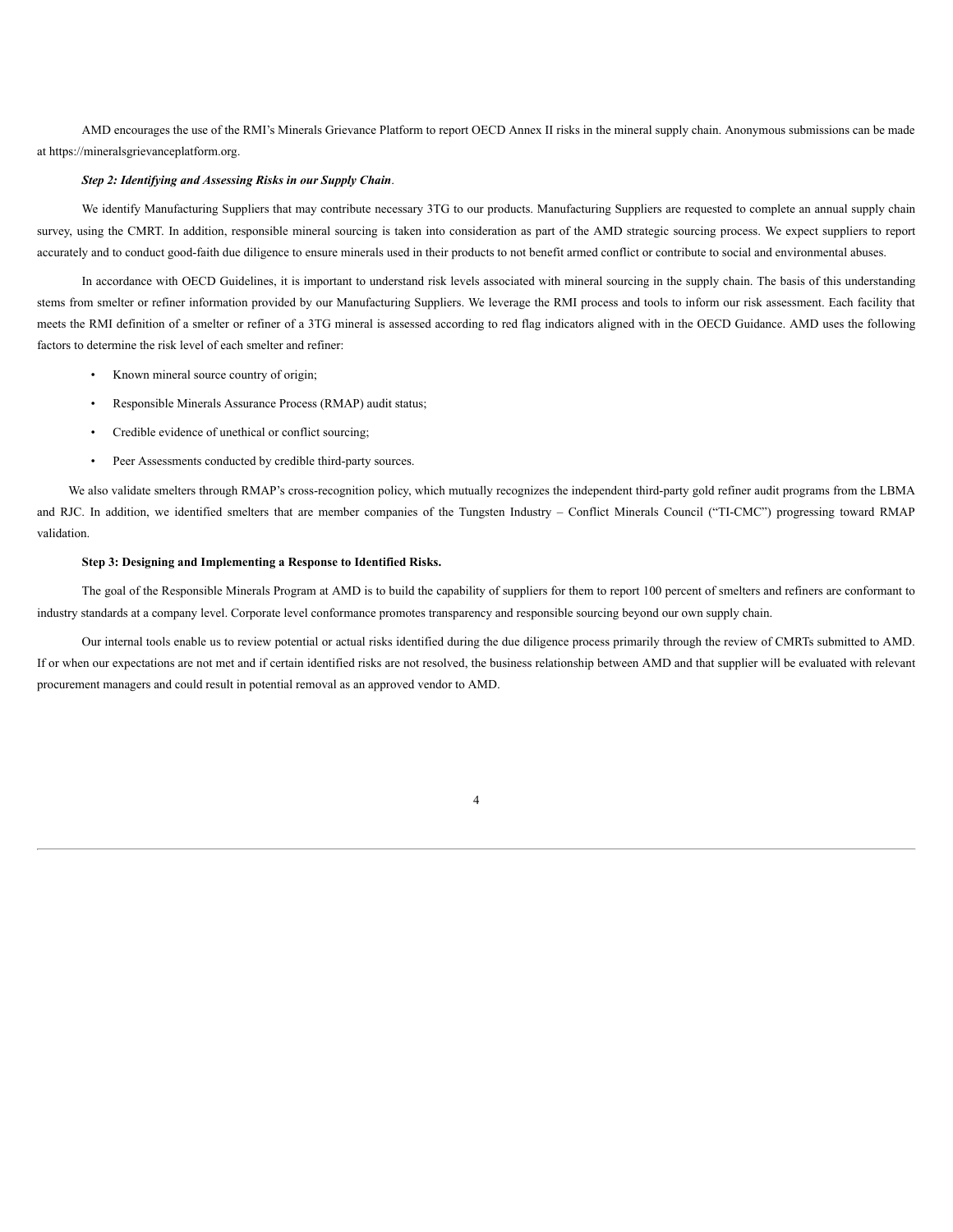AMD encourages the use of the RMI's Minerals Grievance Platform to report OECD Annex II risks in the mineral supply chain. Anonymous submissions can be made at https://mineralsgrievanceplatform.org.

***Step 2: Identifying and Assessing Risks in our Supply Chain***.

We identify Manufacturing Suppliers that may contribute necessary 3TG to our products. Manufacturing Suppliers are requested to complete an annual supply chain survey, using the CMRT. In addition, responsible mineral sourcing is taken into consideration as part of the AMD strategic sourcing process. We expect suppliers to report accurately and to conduct good-faith due diligence to ensure minerals used in their products to not benefit armed conflict or contribute to social and environmental abuses.

In accordance with OECD Guidelines, it is important to understand risk levels associated with mineral sourcing in the supply chain. The basis of this understanding stems from smelter or refiner information provided by our Manufacturing Suppliers. We leverage the RMI process and tools to inform our risk assessment. Each facility that meets the RMI definition of a smelter or refiner of a 3TG mineral is assessed according to red flag indicators aligned with in the OECD Guidance. AMD uses the following factors to determine the risk level of each smelter and refiner:

- Known mineral source country of origin;
- Responsible Minerals Assurance Process (RMAP) audit status;
- Credible evidence of unethical or conflict sourcing;
- Peer Assessments conducted by credible third-party sources.

We also validate smelters through RMAP's cross-recognition policy, which mutually recognizes the independent third-party gold refiner audit programs from the LBMA and RJC. In addition, we identified smelters that are member companies of the Tungsten Industry – Conflict Minerals Council ("TI-CMC") progressing toward RMAP validation.

**Step 3: Designing and Implementing a Response to Identified Risks.**

The goal of the Responsible Minerals Program at AMD is to build the capability of suppliers for them to report 100 percent of smelters and refiners are conformant to industry standards at a company level. Corporate level conformance promotes transparency and responsible sourcing beyond our own supply chain.

Our internal tools enable us to review potential or actual risks identified during the due diligence process primarily through the review of CMRTs submitted to AMD. If or when our expectations are not met and if certain identified risks are not resolved, the business relationship between AMD and that supplier will be evaluated with relevant procurement managers and could result in potential removal as an approved vendor to AMD.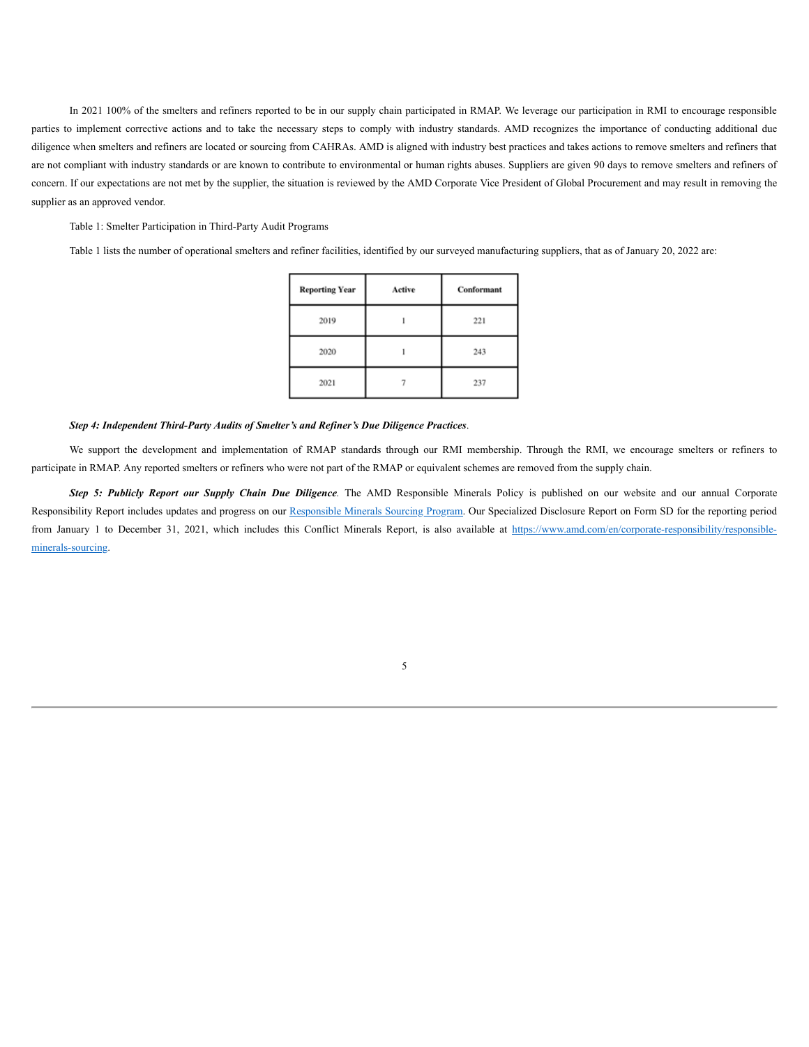In 2021 100% of the smelters and refiners reported to be in our supply chain participated in RMAP. We leverage our participation in RMI to encourage responsible parties to implement corrective actions and to take the necessary steps to comply with industry standards. AMD recognizes the importance of conducting additional due diligence when smelters and refiners are located or sourcing from CAHRAs. AMD is aligned with industry best practices and takes actions to remove smelters and refiners that are not compliant with industry standards or are known to contribute to environmental or human rights abuses. Suppliers are given 90 days to remove smelters and refiners of concern. If our expectations are not met by the supplier, the situation is reviewed by the AMD Corporate Vice President of Global Procurement and may result in removing the supplier as an approved vendor.

Table 1: Smelter Participation in Third-Party Audit Programs

Table 1 lists the number of operational smelters and refiner facilities, identified by our surveyed manufacturing suppliers, that as of January 20, 2022 are:

| Reporting Year | Active | Conformant |
|---|---|---|
| 2019 | 1 | 221 |
| 2020 | 1 | 243 |
| 2021 | 7 | 237 |

***Step 4: Independent Third-Party Audits of Smelter's and Refiner's Due Diligence Practices***.

We support the development and implementation of RMAP standards through our RMI membership. Through the RMI, we encourage smelters or refiners to participate in RMAP. Any reported smelters or refiners who were not part of the RMAP or equivalent schemes are removed from the supply chain.

***Step 5: Publicly Report our Supply Chain Due Diligence***. The AMD Responsible Minerals Policy is published on our website and our annual Corporate Responsibility Report includes updates and progress on our Responsible Minerals Sourcing Program. Our Specialized Disclosure Report on Form SD for the reporting period from January 1 to December 31, 2021, which includes this Conflict Minerals Report, is also available at https://www.amd.com/en/corporate-responsibility/responsible-minerals-sourcing.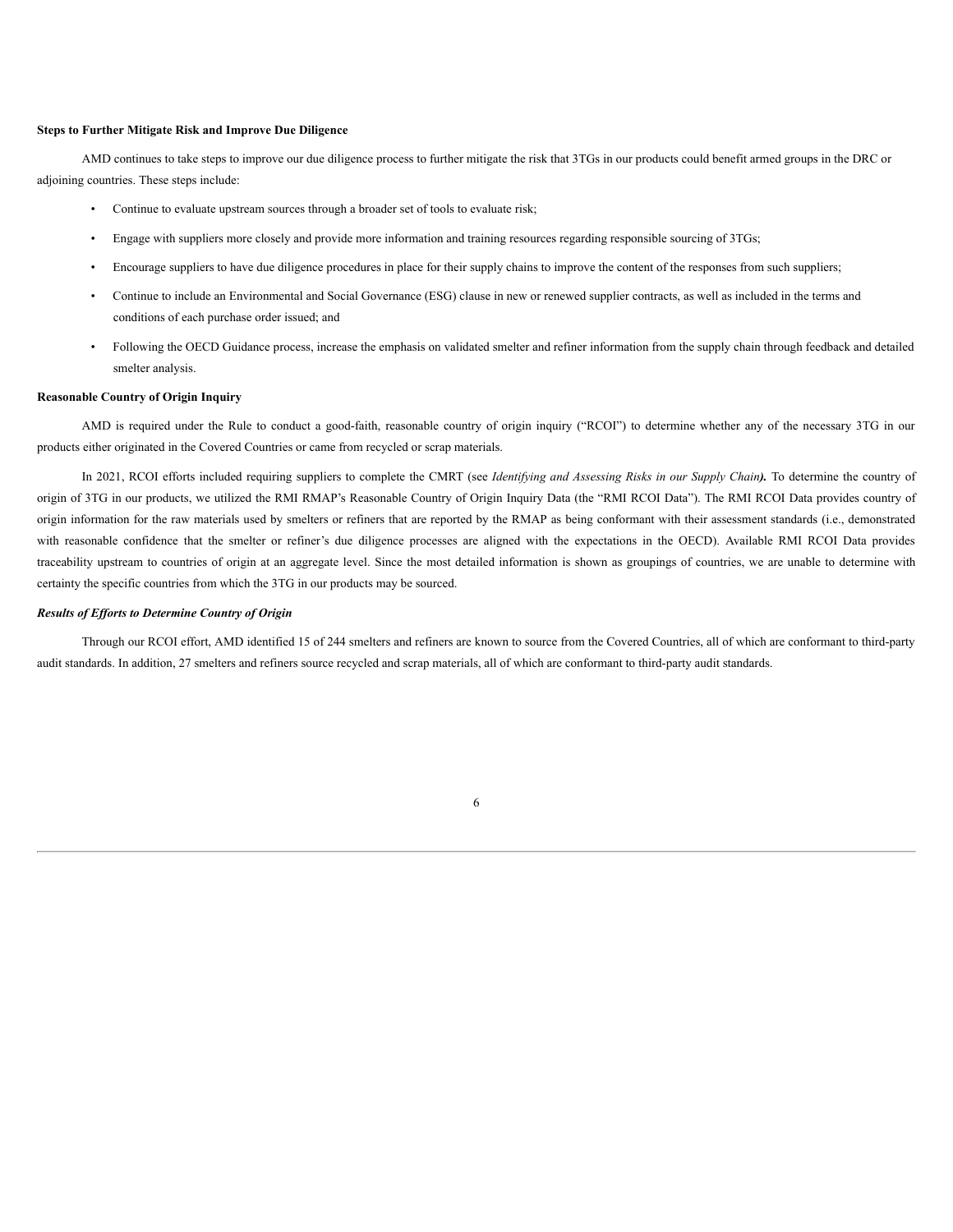**Steps to Further Mitigate Risk and Improve Due Diligence**

AMD continues to take steps to improve our due diligence process to further mitigate the risk that 3TGs in our products could benefit armed groups in the DRC or adjoining countries. These steps include:

- Continue to evaluate upstream sources through a broader set of tools to evaluate risk;
- Engage with suppliers more closely and provide more information and training resources regarding responsible sourcing of 3TGs;
- Encourage suppliers to have due diligence procedures in place for their supply chains to improve the content of the responses from such suppliers;
- Continue to include an Environmental and Social Governance (ESG) clause in new or renewed supplier contracts, as well as included in the terms and conditions of each purchase order issued; and
- Following the OECD Guidance process, increase the emphasis on validated smelter and refiner information from the supply chain through feedback and detailed smelter analysis.

**Reasonable Country of Origin Inquiry**

AMD is required under the Rule to conduct a good-faith, reasonable country of origin inquiry ("RCOI") to determine whether any of the necessary 3TG in our products either originated in the Covered Countries or came from recycled or scrap materials.

In 2021, RCOI efforts included requiring suppliers to complete the CMRT (see *Identifying and Assessing Risks in our Supply Chain*). To determine the country of origin of 3TG in our products, we utilized the RMI RMAP's Reasonable Country of Origin Inquiry Data (the "RMI RCOI Data"). The RMI RCOI Data provides country of origin information for the raw materials used by smelters or refiners that are reported by the RMAP as being conformant with their assessment standards (i.e., demonstrated with reasonable confidence that the smelter or refiner's due diligence processes are aligned with the expectations in the OECD). Available RMI RCOI Data provides traceability upstream to countries of origin at an aggregate level. Since the most detailed information is shown as groupings of countries, we are unable to determine with certainty the specific countries from which the 3TG in our products may be sourced.

***Results of Efforts to Determine Country of Origin***

Through our RCOI effort, AMD identified 15 of 244 smelters and refiners are known to source from the Covered Countries, all of which are conformant to third-party audit standards. In addition, 27 smelters and refiners source recycled and scrap materials, all of which are conformant to third-party audit standards.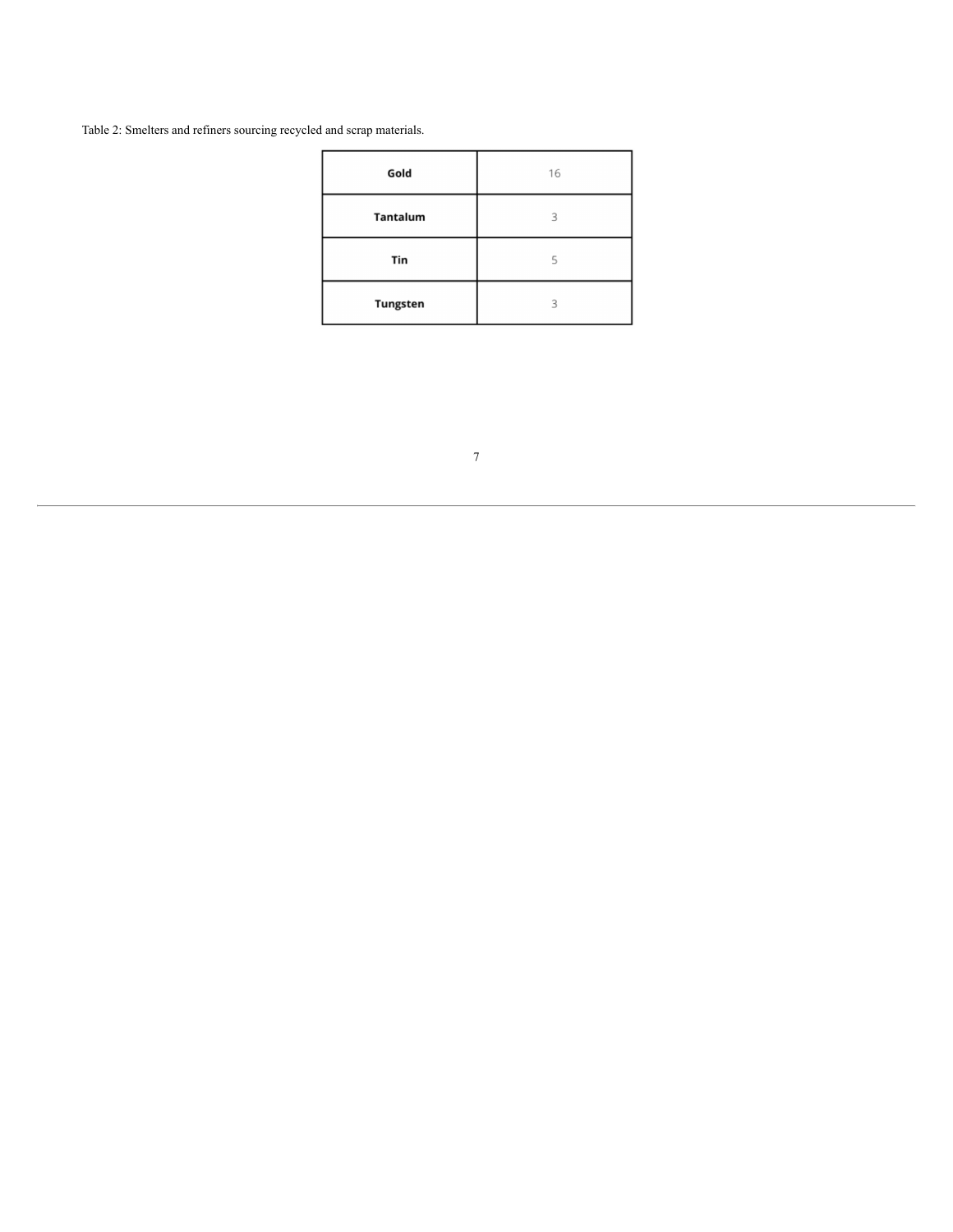Table 2: Smelters and refiners sourcing recycled and scrap materials.

| | |
|---|---|
| **Gold** | 16 |
| **Tantalum** | 3 |
| **Tin** | 5 |
| **Tungsten** | 3 |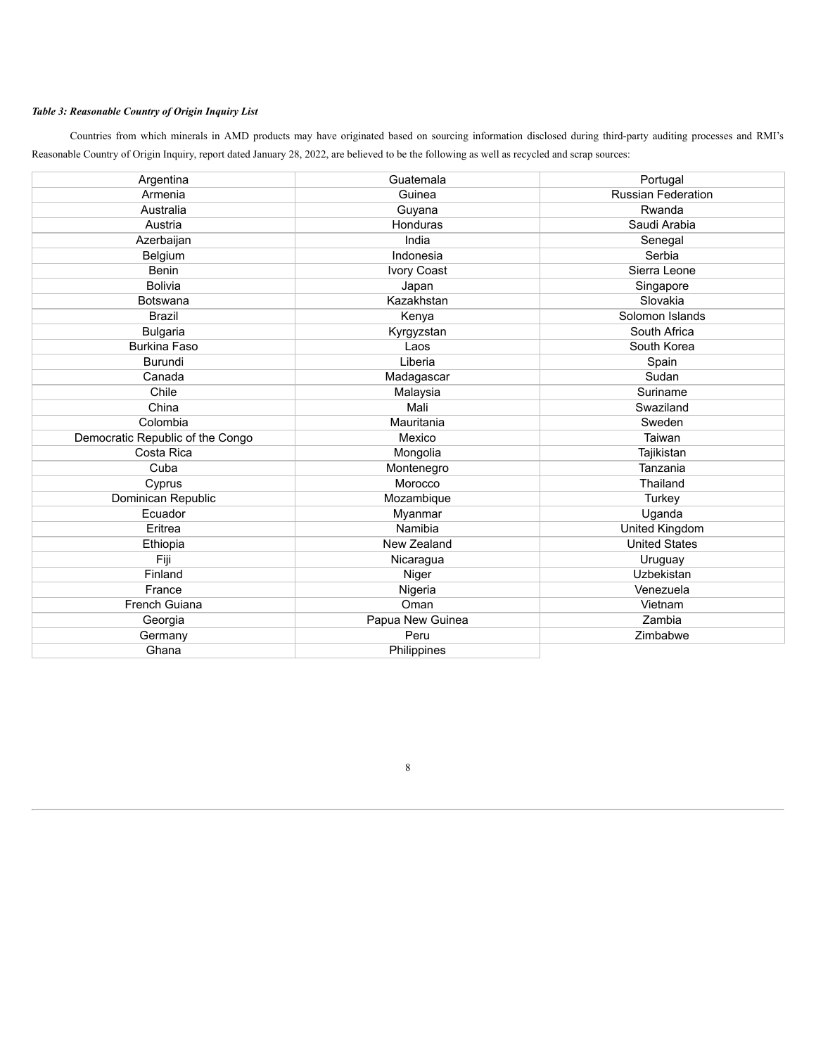*Table 3: Reasonable Country of Origin Inquiry List*

Countries from which minerals in AMD products may have originated based on sourcing information disclosed during third-party auditing processes and RMI's Reasonable Country of Origin Inquiry, report dated January 28, 2022, are believed to be the following as well as recycled and scrap sources:

| | | |
|---|---|---|
| Argentina | Guatemala | Portugal |
| Armenia | Guinea | Russian Federation |
| Australia | Guyana | Rwanda |
| Austria | Honduras | Saudi Arabia |
| Azerbaijan | India | Senegal |
| Belgium | Indonesia | Serbia |
| Benin | Ivory Coast | Sierra Leone |
| Bolivia | Japan | Singapore |
| Botswana | Kazakhstan | Slovakia |
| Brazil | Kenya | Solomon Islands |
| Bulgaria | Kyrgyzstan | South Africa |
| Burkina Faso | Laos | South Korea |
| Burundi | Liberia | Spain |
| Canada | Madagascar | Sudan |
| Chile | Malaysia | Suriname |
| China | Mali | Swaziland |
| Colombia | Mauritania | Sweden |
| Democratic Republic of the Congo | Mexico | Taiwan |
| Costa Rica | Mongolia | Tajikistan |
| Cuba | Montenegro | Tanzania |
| Cyprus | Morocco | Thailand |
| Dominican Republic | Mozambique | Turkey |
| Ecuador | Myanmar | Uganda |
| Eritrea | Namibia | United Kingdom |
| Ethiopia | New Zealand | United States |
| Fiji | Nicaragua | Uruguay |
| Finland | Niger | Uzbekistan |
| France | Nigeria | Venezuela |
| French Guiana | Oman | Vietnam |
| Georgia | Papua New Guinea | Zambia |
| Germany | Peru | Zimbabwe |
| Ghana | Philippines | |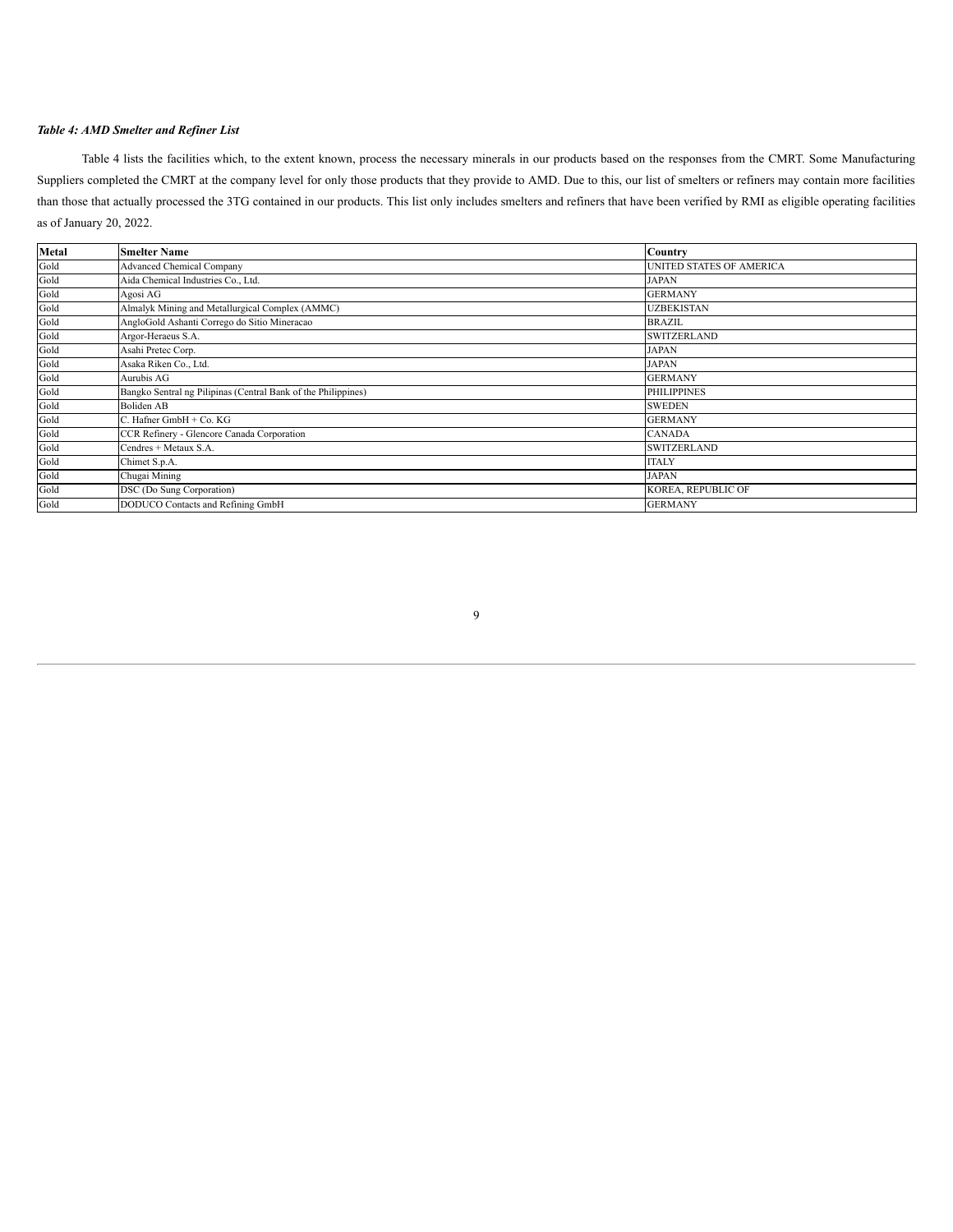*Table 4: AMD Smelter and Refiner List*

Table 4 lists the facilities which, to the extent known, process the necessary minerals in our products based on the responses from the CMRT. Some Manufacturing Suppliers completed the CMRT at the company level for only those products that they provide to AMD. Due to this, our list of smelters or refiners may contain more facilities than those that actually processed the 3TG contained in our products. This list only includes smelters and refiners that have been verified by RMI as eligible operating facilities as of January 20, 2022.

| Metal | Smelter Name | Country |
|---|---|---|
| Gold | Advanced Chemical Company | UNITED STATES OF AMERICA |
| Gold | Aida Chemical Industries Co., Ltd. | JAPAN |
| Gold | Agosi AG | GERMANY |
| Gold | Almalyk Mining and Metallurgical Complex (AMMC) | UZBEKISTAN |
| Gold | AngloGold Ashanti Corrego do Sitio Mineracao | BRAZIL |
| Gold | Argor-Heraeus S.A. | SWITZERLAND |
| Gold | Asahi Pretec Corp. | JAPAN |
| Gold | Asaka Riken Co., Ltd. | JAPAN |
| Gold | Aurubis AG | GERMANY |
| Gold | Bangko Sentral ng Pilipinas (Central Bank of the Philippines) | PHILIPPINES |
| Gold | Boliden AB | SWEDEN |
| Gold | C. Hafner GmbH + Co. KG | GERMANY |
| Gold | CCR Refinery - Glencore Canada Corporation | CANADA |
| Gold | Cendres + Metaux S.A. | SWITZERLAND |
| Gold | Chimet S.p.A. | ITALY |
| Gold | Chugai Mining | JAPAN |
| Gold | DSC (Do Sung Corporation) | KOREA, REPUBLIC OF |
| Gold | DODUCO Contacts and Refining GmbH | GERMANY |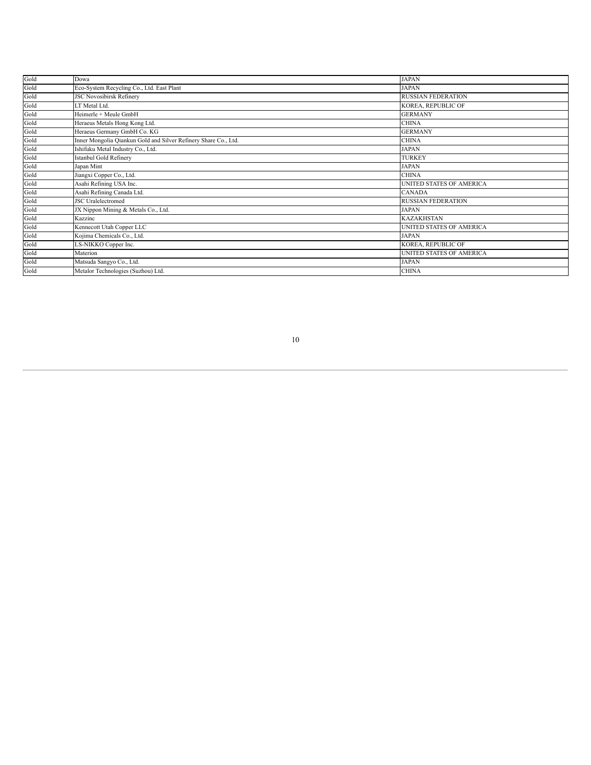| Gold | Dowa | JAPAN |
|---|---|---|
| Gold | Eco-System Recycling Co., Ltd. East Plant | JAPAN |
| Gold | JSC Novosibirsk Refinery | RUSSIAN FEDERATION |
| Gold | LT Metal Ltd. | KOREA, REPUBLIC OF |
| Gold | Heimerle + Meule GmbH | GERMANY |
| Gold | Heraeus Metals Hong Kong Ltd. | CHINA |
| Gold | Heraeus Germany GmbH Co. KG | GERMANY |
| Gold | Inner Mongolia Qiankun Gold and Silver Refinery Share Co., Ltd. | CHINA |
| Gold | Ishifuku Metal Industry Co., Ltd. | JAPAN |
| Gold | Istanbul Gold Refinery | TURKEY |
| Gold | Japan Mint | JAPAN |
| Gold | Jiangxi Copper Co., Ltd. | CHINA |
| Gold | Asahi Refining USA Inc. | UNITED STATES OF AMERICA |
| Gold | Asahi Refining Canada Ltd. | CANADA |
| Gold | JSC Uralelectromed | RUSSIAN FEDERATION |
| Gold | JX Nippon Mining & Metals Co., Ltd. | JAPAN |
| Gold | Kazzinc | KAZAKHSTAN |
| Gold | Kennecott Utah Copper LLC | UNITED STATES OF AMERICA |
| Gold | Kojima Chemicals Co., Ltd. | JAPAN |
| Gold | LS-NIKKO Copper Inc. | KOREA, REPUBLIC OF |
| Gold | Materion | UNITED STATES OF AMERICA |
| Gold | Matsuda Sangyo Co., Ltd. | JAPAN |
| Gold | Metalor Technologies (Suzhou) Ltd. | CHINA |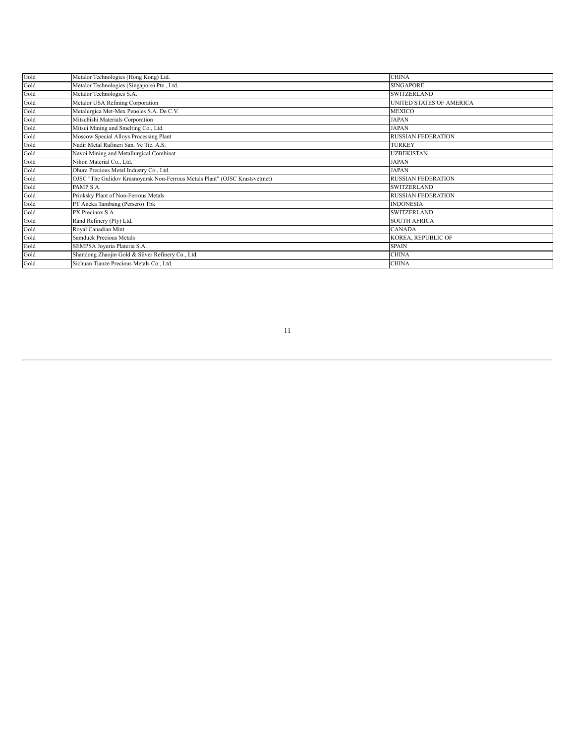| Gold | Metalor Technologies (Hong Kong) Ltd. | CHINA |
|---|---|---|
| Gold | Metalor Technologies (Singapore) Pte., Ltd. | SINGAPORE |
| Gold | Metalor Technologies S.A. | SWITZERLAND |
| Gold | Metalor USA Refining Corporation | UNITED STATES OF AMERICA |
| Gold | Metalurgica Met-Mex Penoles S.A. De C.V. | MEXICO |
| Gold | Mitsubishi Materials Corporation | JAPAN |
| Gold | Mitsui Mining and Smelting Co., Ltd. | JAPAN |
| Gold | Moscow Special Alloys Processing Plant | RUSSIAN FEDERATION |
| Gold | Nadir Metal Rafineri San. Ve Tic. A.S. | TURKEY |
| Gold | Navoi Mining and Metallurgical Combinat | UZBEKISTAN |
| Gold | Nihon Material Co., Ltd. | JAPAN |
| Gold | Ohura Precious Metal Industry Co., Ltd. | JAPAN |
| Gold | OJSC "The Gulidov Krasnoyarsk Non-Ferrous Metals Plant" (OJSC Krastsvetmet) | RUSSIAN FEDERATION |
| Gold | PAMP S.A. | SWITZERLAND |
| Gold | Prioksky Plant of Non-Ferrous Metals | RUSSIAN FEDERATION |
| Gold | PT Aneka Tambang (Persero) Tbk | INDONESIA |
| Gold | PX Precinox S.A. | SWITZERLAND |
| Gold | Rand Refinery (Pty) Ltd. | SOUTH AFRICA |
| Gold | Royal Canadian Mint | CANADA |
| Gold | Samduck Precious Metals | KOREA, REPUBLIC OF |
| Gold | SEMPSA Joyeria Plateria S.A. | SPAIN |
| Gold | Shandong Zhaojin Gold & Silver Refinery Co., Ltd. | CHINA |
| Gold | Sichuan Tianze Precious Metals Co., Ltd. | CHINA |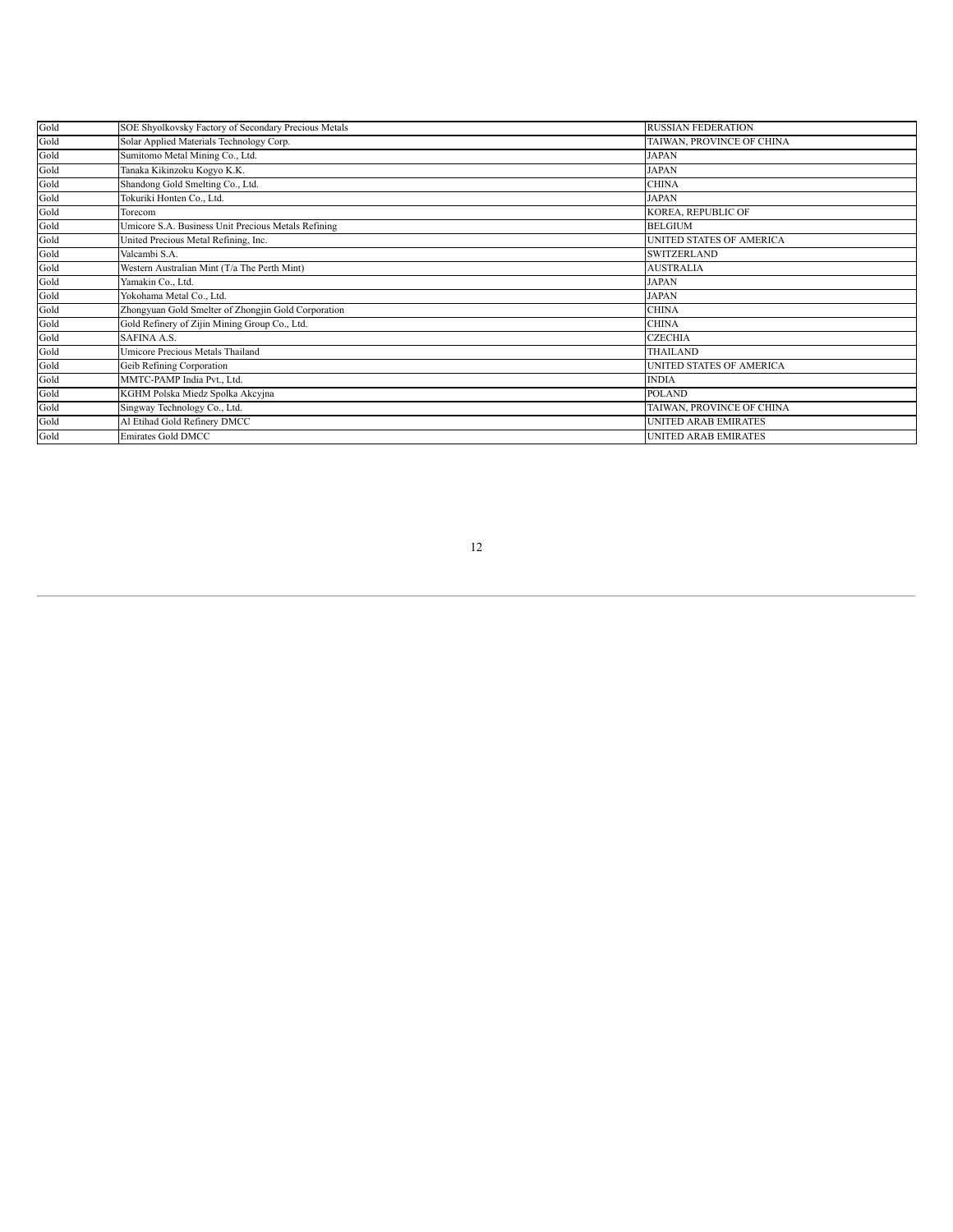| | | |
|---|---|---|
| Gold | SOE Shyolkovsky Factory of Secondary Precious Metals | RUSSIAN FEDERATION |
| Gold | Solar Applied Materials Technology Corp. | TAIWAN, PROVINCE OF CHINA |
| Gold | Sumitomo Metal Mining Co., Ltd. | JAPAN |
| Gold | Tanaka Kikinzoku Kogyo K.K. | JAPAN |
| Gold | Shandong Gold Smelting Co., Ltd. | CHINA |
| Gold | Tokuriki Honten Co., Ltd. | JAPAN |
| Gold | Torecom | KOREA, REPUBLIC OF |
| Gold | Umicore S.A. Business Unit Precious Metals Refining | BELGIUM |
| Gold | United Precious Metal Refining, Inc. | UNITED STATES OF AMERICA |
| Gold | Valcambi S.A. | SWITZERLAND |
| Gold | Western Australian Mint (T/a The Perth Mint) | AUSTRALIA |
| Gold | Yamakin Co., Ltd. | JAPAN |
| Gold | Yokohama Metal Co., Ltd. | JAPAN |
| Gold | Zhongyuan Gold Smelter of Zhongjin Gold Corporation | CHINA |
| Gold | Gold Refinery of Zijin Mining Group Co., Ltd. | CHINA |
| Gold | SAFINA A.S. | CZECHIA |
| Gold | Umicore Precious Metals Thailand | THAILAND |
| Gold | Geib Refining Corporation | UNITED STATES OF AMERICA |
| Gold | MMTC-PAMP India Pvt., Ltd. | INDIA |
| Gold | KGHM Polska Miedz Spolka Akcyjna | POLAND |
| Gold | Singway Technology Co., Ltd. | TAIWAN, PROVINCE OF CHINA |
| Gold | Al Etihad Gold Refinery DMCC | UNITED ARAB EMIRATES |
| Gold | Emirates Gold DMCC | UNITED ARAB EMIRATES |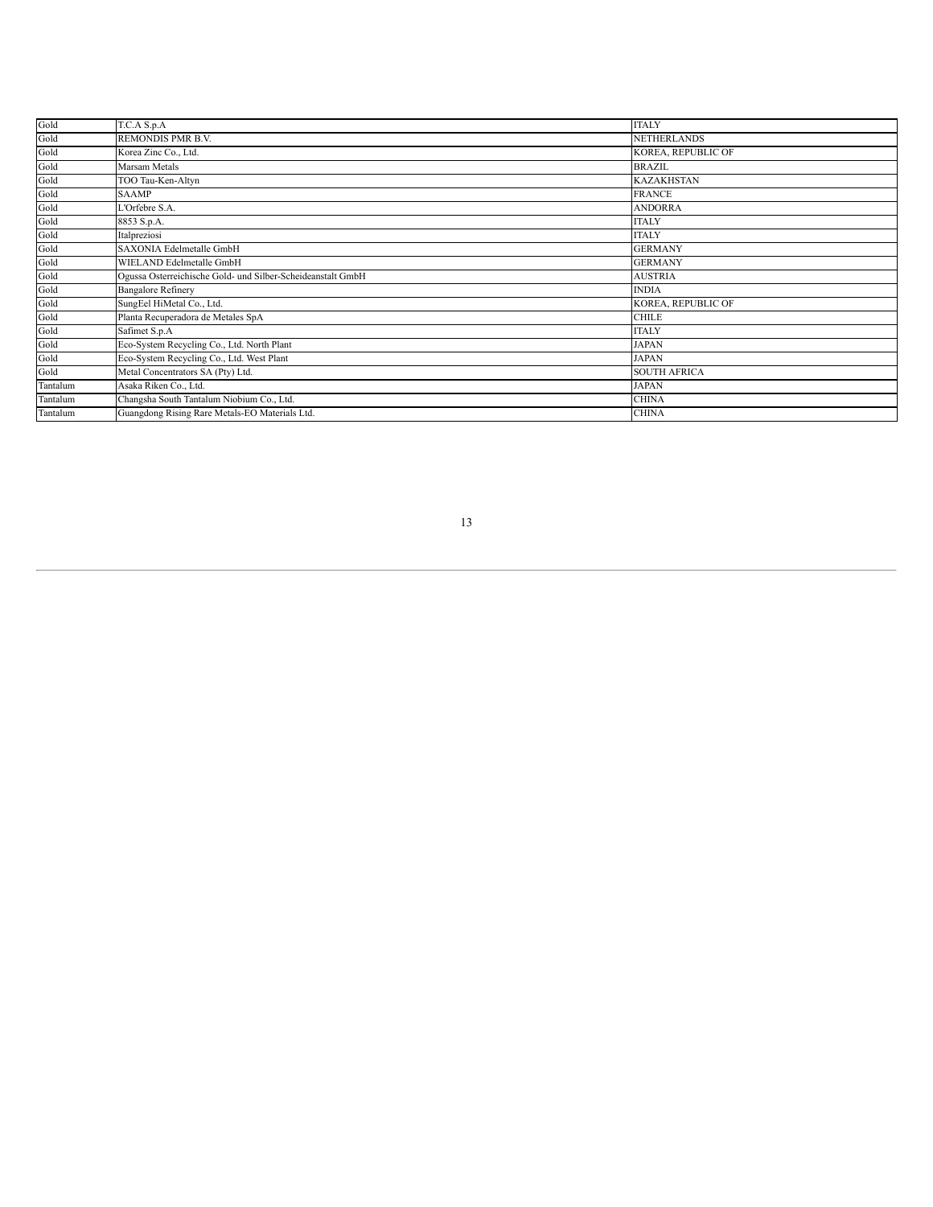| | | |
|---|---|---|
| Gold | T.C.A S.p.A | ITALY |
| Gold | REMONDIS PMR B.V. | NETHERLANDS |
| Gold | Korea Zinc Co., Ltd. | KOREA, REPUBLIC OF |
| Gold | Marsam Metals | BRAZIL |
| Gold | TOO Tau-Ken-Altyn | KAZAKHSTAN |
| Gold | SAAMP | FRANCE |
| Gold | L'Orfebre S.A. | ANDORRA |
| Gold | 8853 S.p.A. | ITALY |
| Gold | Italpreziosi | ITALY |
| Gold | SAXONIA Edelmetalle GmbH | GERMANY |
| Gold | WIELAND Edelmetalle GmbH | GERMANY |
| Gold | Ogussa Osterreichische Gold- und Silber-Scheideanstalt GmbH | AUSTRIA |
| Gold | Bangalore Refinery | INDIA |
| Gold | SungEel HiMetal Co., Ltd. | KOREA, REPUBLIC OF |
| Gold | Planta Recuperadora de Metales SpA | CHILE |
| Gold | Safimet S.p.A | ITALY |
| Gold | Eco-System Recycling Co., Ltd. North Plant | JAPAN |
| Gold | Eco-System Recycling Co., Ltd. West Plant | JAPAN |
| Gold | Metal Concentrators SA (Pty) Ltd. | SOUTH AFRICA |
| Tantalum | Asaka Riken Co., Ltd. | JAPAN |
| Tantalum | Changsha South Tantalum Niobium Co., Ltd. | CHINA |
| Tantalum | Guangdong Rising Rare Metals-EO Materials Ltd. | CHINA |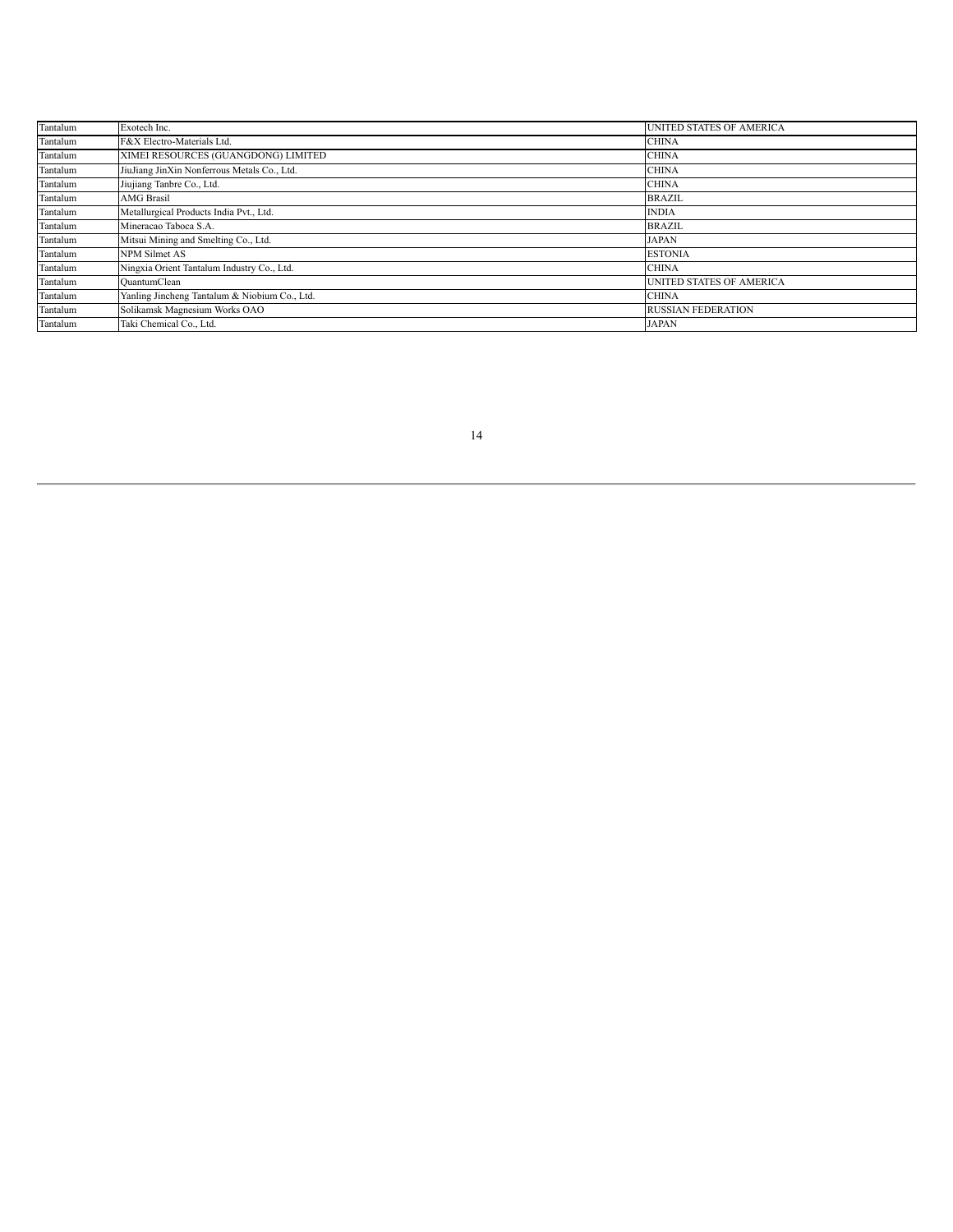| Tantalum | Exotech Inc. | UNITED STATES OF AMERICA |
|---|---|---|
| Tantalum | F&X Electro-Materials Ltd. | CHINA |
| Tantalum | XIMEI RESOURCES (GUANGDONG) LIMITED | CHINA |
| Tantalum | JiuJiang JinXin Nonferrous Metals Co., Ltd. | CHINA |
| Tantalum | Jiujiang Tanbre Co., Ltd. | CHINA |
| Tantalum | AMG Brasil | BRAZIL |
| Tantalum | Metallurgical Products India Pvt., Ltd. | INDIA |
| Tantalum | Mineracao Taboca S.A. | BRAZIL |
| Tantalum | Mitsui Mining and Smelting Co., Ltd. | JAPAN |
| Tantalum | NPM Silmet AS | ESTONIA |
| Tantalum | Ningxia Orient Tantalum Industry Co., Ltd. | CHINA |
| Tantalum | QuantumClean | UNITED STATES OF AMERICA |
| Tantalum | Yanling Jincheng Tantalum & Niobium Co., Ltd. | CHINA |
| Tantalum | Solikamsk Magnesium Works OAO | RUSSIAN FEDERATION |
| Tantalum | Taki Chemical Co., Ltd. | JAPAN |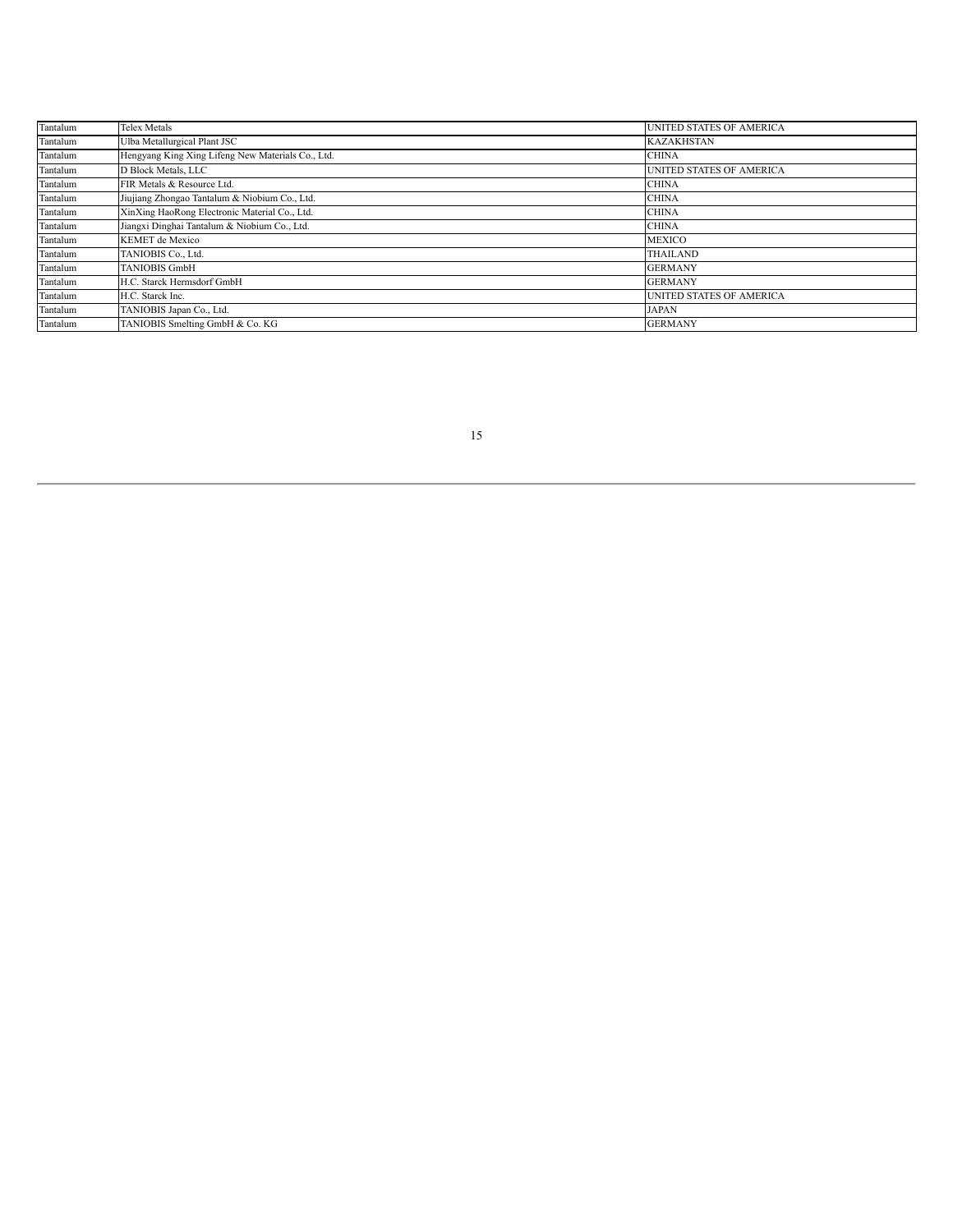| Tantalum | Telex Metals | UNITED STATES OF AMERICA |
|---|---|---|
| Tantalum | Ulba Metallurgical Plant JSC | KAZAKHSTAN |
| Tantalum | Hengyang King Xing Lifeng New Materials Co., Ltd. | CHINA |
| Tantalum | D Block Metals, LLC | UNITED STATES OF AMERICA |
| Tantalum | FIR Metals & Resource Ltd. | CHINA |
| Tantalum | Jiujiang Zhongao Tantalum & Niobium Co., Ltd. | CHINA |
| Tantalum | XinXing HaoRong Electronic Material Co., Ltd. | CHINA |
| Tantalum | Jiangxi Dinghai Tantalum & Niobium Co., Ltd. | CHINA |
| Tantalum | KEMET de Mexico | MEXICO |
| Tantalum | TANIOBIS Co., Ltd. | THAILAND |
| Tantalum | TANIOBIS GmbH | GERMANY |
| Tantalum | H.C. Starck Hermsdorf GmbH | GERMANY |
| Tantalum | H.C. Starck Inc. | UNITED STATES OF AMERICA |
| Tantalum | TANIOBIS Japan Co., Ltd. | JAPAN |
| Tantalum | TANIOBIS Smelting GmbH & Co. KG | GERMANY |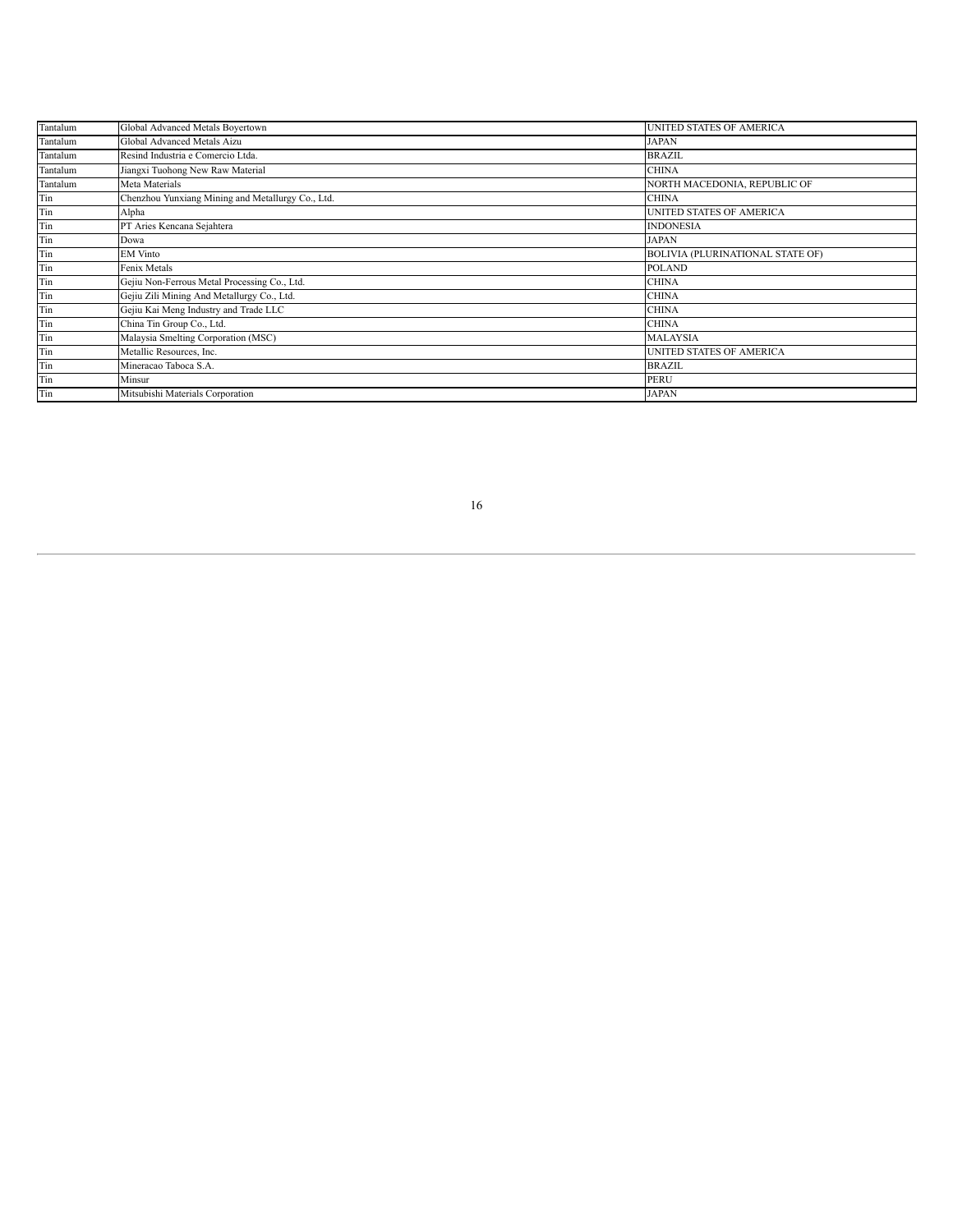| Tantalum | Global Advanced Metals Boyertown | UNITED STATES OF AMERICA |
|---|---|---|
| Tantalum | Global Advanced Metals Aizu | JAPAN |
| Tantalum | Resind Industria e Comercio Ltda. | BRAZIL |
| Tantalum | Jiangxi Tuohong New Raw Material | CHINA |
| Tantalum | Meta Materials | NORTH MACEDONIA, REPUBLIC OF |
| Tin | Chenzhou Yunxiang Mining and Metallurgy Co., Ltd. | CHINA |
| Tin | Alpha | UNITED STATES OF AMERICA |
| Tin | PT Aries Kencana Sejahtera | INDONESIA |
| Tin | Dowa | JAPAN |
| Tin | EM Vinto | BOLIVIA (PLURINATIONAL STATE OF) |
| Tin | Fenix Metals | POLAND |
| Tin | Gejiu Non-Ferrous Metal Processing Co., Ltd. | CHINA |
| Tin | Gejiu Zili Mining And Metallurgy Co., Ltd. | CHINA |
| Tin | Gejiu Kai Meng Industry and Trade LLC | CHINA |
| Tin | China Tin Group Co., Ltd. | CHINA |
| Tin | Malaysia Smelting Corporation (MSC) | MALAYSIA |
| Tin | Metallic Resources, Inc. | UNITED STATES OF AMERICA |
| Tin | Mineracao Taboca S.A. | BRAZIL |
| Tin | Minsur | PERU |
| Tin | Mitsubishi Materials Corporation | JAPAN |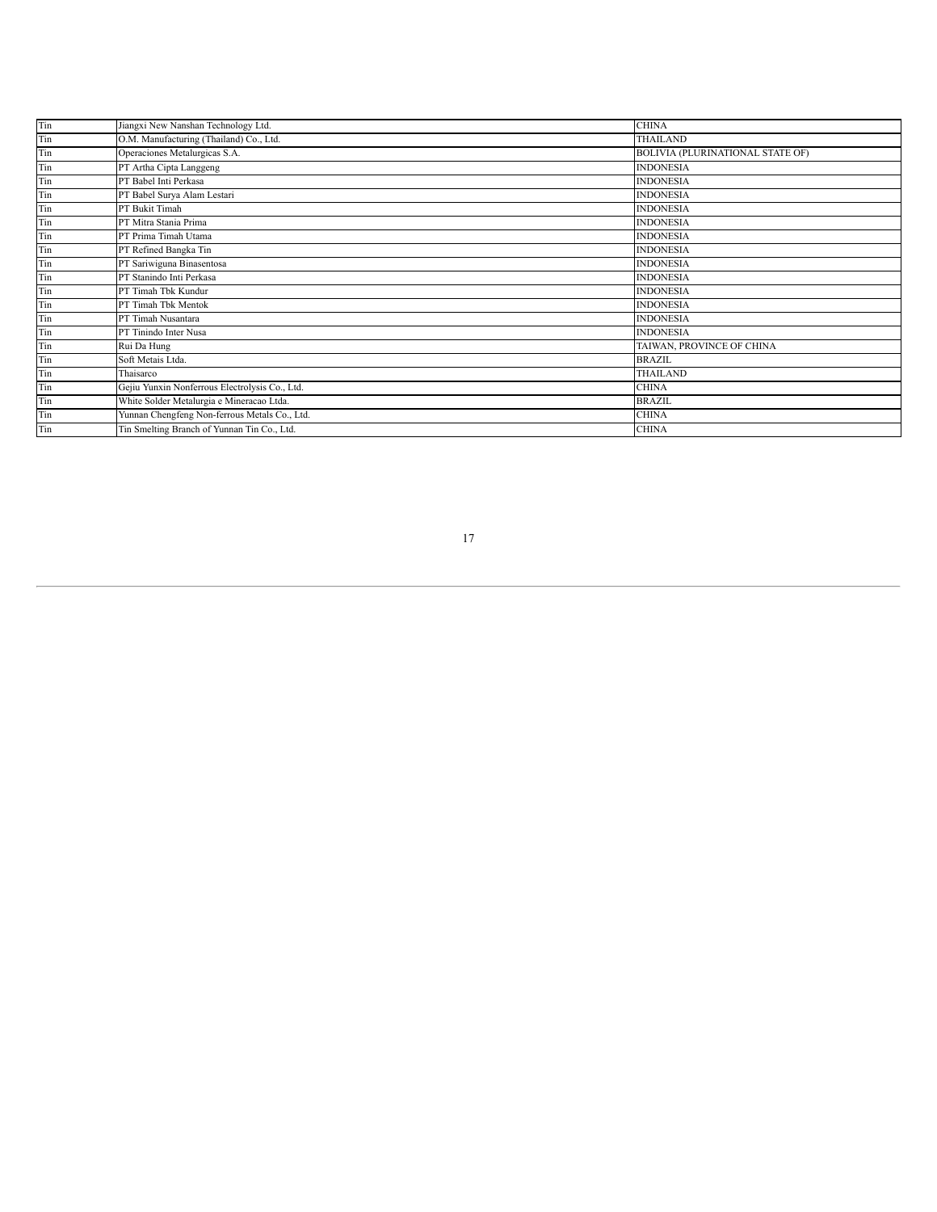| Tin | Jiangxi New Nanshan Technology Ltd. | CHINA |
|---|---|---|
| Tin | O.M. Manufacturing (Thailand) Co., Ltd. | THAILAND |
| Tin | Operaciones Metalurgicas S.A. | BOLIVIA (PLURINATIONAL STATE OF) |
| Tin | PT Artha Cipta Langgeng | INDONESIA |
| Tin | PT Babel Inti Perkasa | INDONESIA |
| Tin | PT Babel Surya Alam Lestari | INDONESIA |
| Tin | PT Bukit Timah | INDONESIA |
| Tin | PT Mitra Stania Prima | INDONESIA |
| Tin | PT Prima Timah Utama | INDONESIA |
| Tin | PT Refined Bangka Tin | INDONESIA |
| Tin | PT Sariwiguna Binasentosa | INDONESIA |
| Tin | PT Stanindo Inti Perkasa | INDONESIA |
| Tin | PT Timah Tbk Kundur | INDONESIA |
| Tin | PT Timah Tbk Mentok | INDONESIA |
| Tin | PT Timah Nusantara | INDONESIA |
| Tin | PT Tinindo Inter Nusa | INDONESIA |
| Tin | Rui Da Hung | TAIWAN, PROVINCE OF CHINA |
| Tin | Soft Metais Ltda. | BRAZIL |
| Tin | Thaisarco | THAILAND |
| Tin | Gejiu Yunxin Nonferrous Electrolysis Co., Ltd. | CHINA |
| Tin | White Solder Metalurgia e Mineracao Ltda. | BRAZIL |
| Tin | Yunnan Chengfeng Non-ferrous Metals Co., Ltd. | CHINA |
| Tin | Tin Smelting Branch of Yunnan Tin Co., Ltd. | CHINA |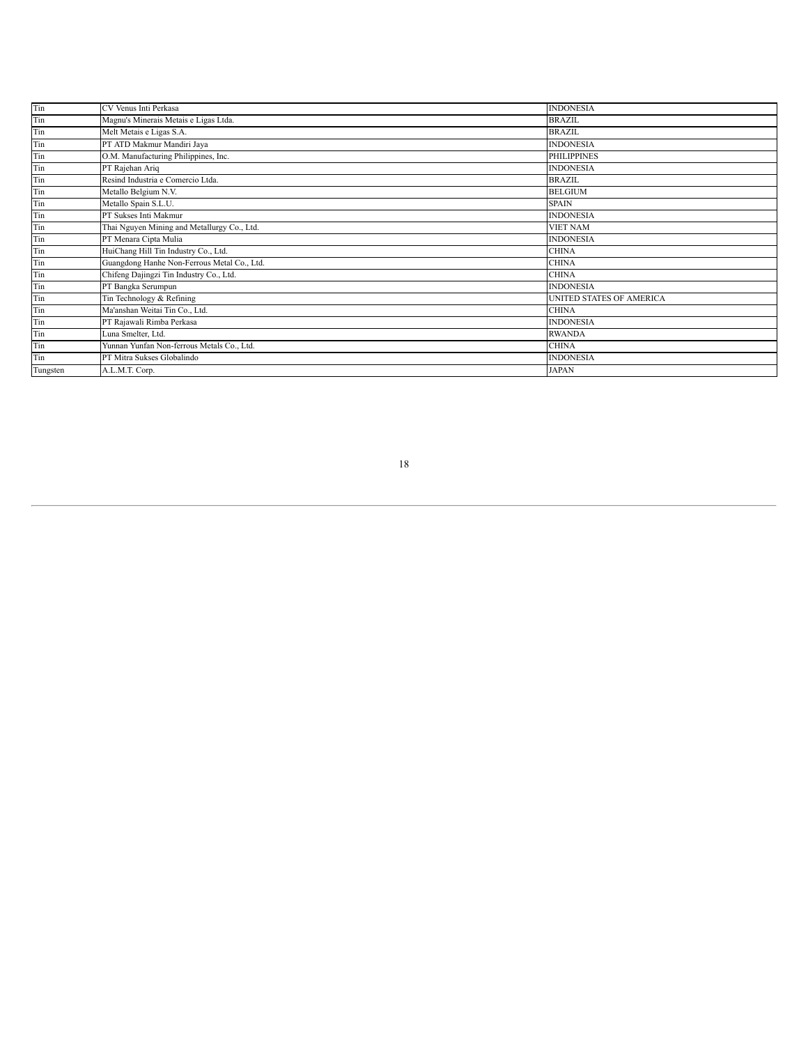| Tin | CV Venus Inti Perkasa | INDONESIA |
|---|---|---|
| Tin | Magnu's Minerais Metais e Ligas Ltda. | BRAZIL |
| Tin | Melt Metais e Ligas S.A. | BRAZIL |
| Tin | PT ATD Makmur Mandiri Jaya | INDONESIA |
| Tin | O.M. Manufacturing Philippines, Inc. | PHILIPPINES |
| Tin | PT Rajehan Ariq | INDONESIA |
| Tin | Resind Industria e Comercio Ltda. | BRAZIL |
| Tin | Metallo Belgium N.V. | BELGIUM |
| Tin | Metallo Spain S.L.U. | SPAIN |
| Tin | PT Sukses Inti Makmur | INDONESIA |
| Tin | Thai Nguyen Mining and Metallurgy Co., Ltd. | VIET NAM |
| Tin | PT Menara Cipta Mulia | INDONESIA |
| Tin | HuiChang Hill Tin Industry Co., Ltd. | CHINA |
| Tin | Guangdong Hanhe Non-Ferrous Metal Co., Ltd. | CHINA |
| Tin | Chifeng Dajingzi Tin Industry Co., Ltd. | CHINA |
| Tin | PT Bangka Serumpun | INDONESIA |
| Tin | Tin Technology & Refining | UNITED STATES OF AMERICA |
| Tin | Ma'anshan Weitai Tin Co., Ltd. | CHINA |
| Tin | PT Rajawali Rimba Perkasa | INDONESIA |
| Tin | Luna Smelter, Ltd. | RWANDA |
| Tin | Yunnan Yunfan Non-ferrous Metals Co., Ltd. | CHINA |
| Tin | PT Mitra Sukses Globalindo | INDONESIA |
| Tungsten | A.L.M.T. Corp. | JAPAN |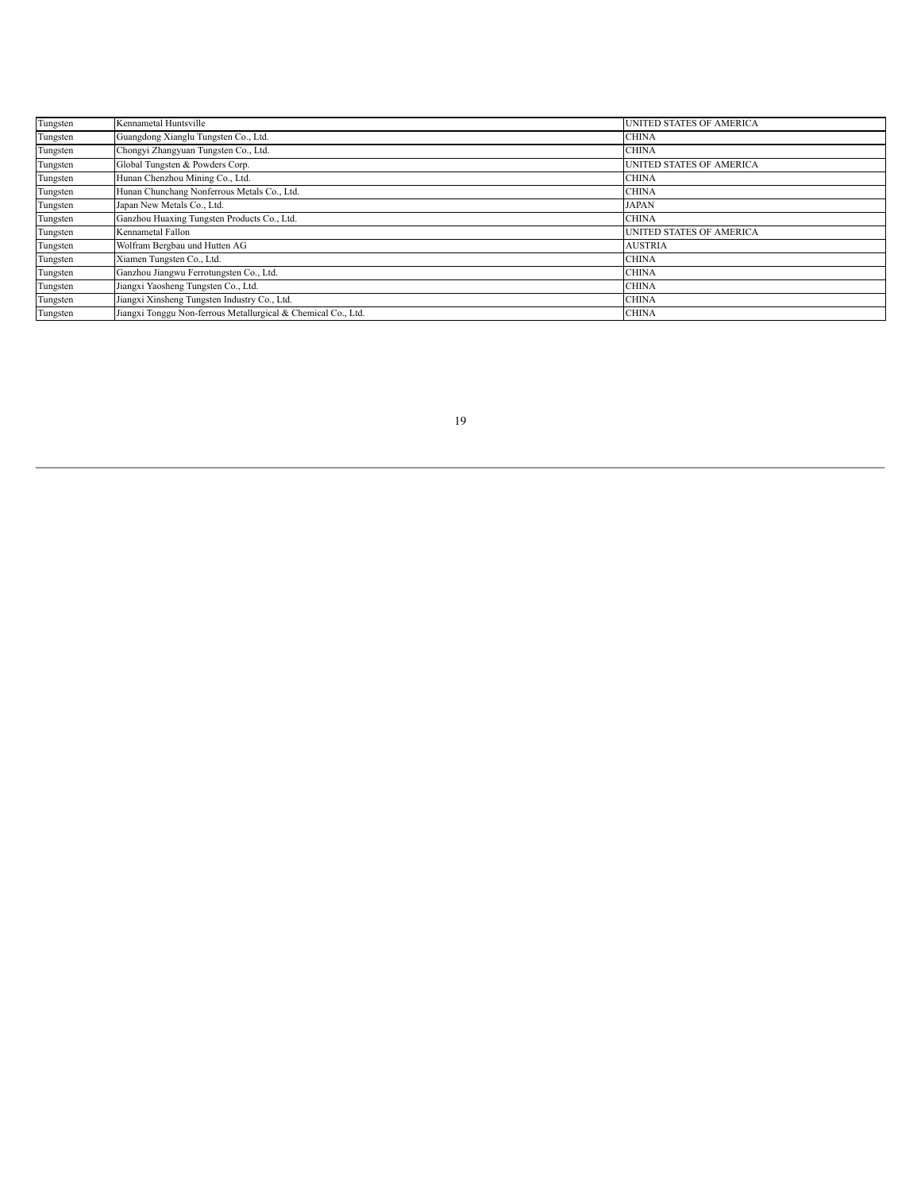| Tungsten | Kennametal Huntsville | UNITED STATES OF AMERICA |
|---|---|---|
| Tungsten | Guangdong Xianglu Tungsten Co., Ltd. | CHINA |
| Tungsten | Chongyi Zhangyuan Tungsten Co., Ltd. | CHINA |
| Tungsten | Global Tungsten & Powders Corp. | UNITED STATES OF AMERICA |
| Tungsten | Hunan Chenzhou Mining Co., Ltd. | CHINA |
| Tungsten | Hunan Chunchang Nonferrous Metals Co., Ltd. | CHINA |
| Tungsten | Japan New Metals Co., Ltd. | JAPAN |
| Tungsten | Ganzhou Huaxing Tungsten Products Co., Ltd. | CHINA |
| Tungsten | Kennametal Fallon | UNITED STATES OF AMERICA |
| Tungsten | Wolfram Bergbau und Hutten AG | AUSTRIA |
| Tungsten | Xiamen Tungsten Co., Ltd. | CHINA |
| Tungsten | Ganzhou Jiangwu Ferrotungsten Co., Ltd. | CHINA |
| Tungsten | Jiangxi Yaosheng Tungsten Co., Ltd. | CHINA |
| Tungsten | Jiangxi Xinsheng Tungsten Industry Co., Ltd. | CHINA |
| Tungsten | Jiangxi Tonggu Non-ferrous Metallurgical & Chemical Co., Ltd. | CHINA |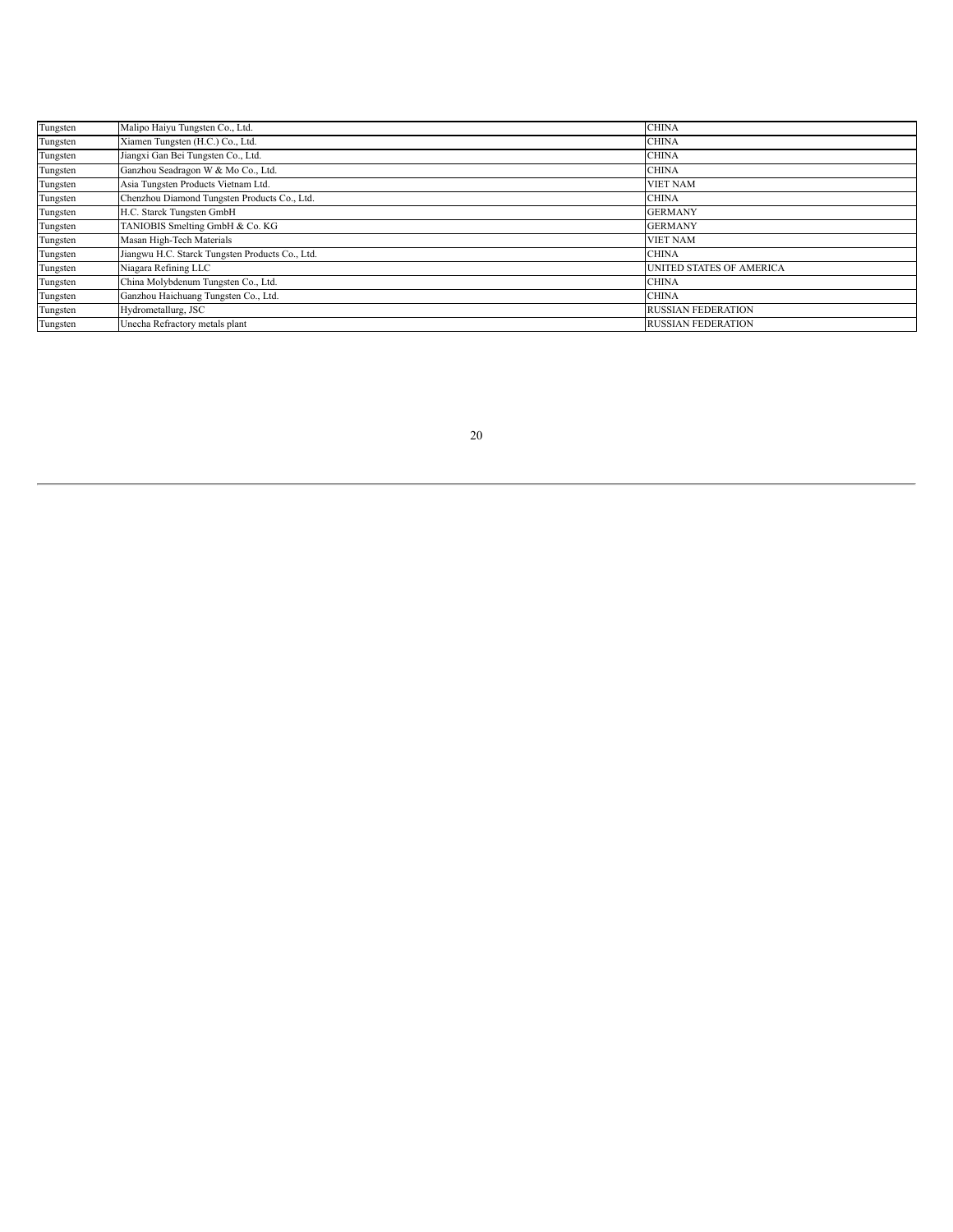| Tungsten | Malipo Haiyu Tungsten Co., Ltd. | CHINA |
|---|---|---|
| Tungsten | Xiamen Tungsten (H.C.) Co., Ltd. | CHINA |
| Tungsten | Jiangxi Gan Bei Tungsten Co., Ltd. | CHINA |
| Tungsten | Ganzhou Seadragon W & Mo Co., Ltd. | CHINA |
| Tungsten | Asia Tungsten Products Vietnam Ltd. | VIET NAM |
| Tungsten | Chenzhou Diamond Tungsten Products Co., Ltd. | CHINA |
| Tungsten | H.C. Starck Tungsten GmbH | GERMANY |
| Tungsten | TANIOBIS Smelting GmbH & Co. KG | GERMANY |
| Tungsten | Masan High-Tech Materials | VIET NAM |
| Tungsten | Jiangwu H.C. Starck Tungsten Products Co., Ltd. | CHINA |
| Tungsten | Niagara Refining LLC | UNITED STATES OF AMERICA |
| Tungsten | China Molybdenum Tungsten Co., Ltd. | CHINA |
| Tungsten | Ganzhou Haichuang Tungsten Co., Ltd. | CHINA |
| Tungsten | Hydrometallurg, JSC | RUSSIAN FEDERATION |
| Tungsten | Unecha Refractory metals plant | RUSSIAN FEDERATION |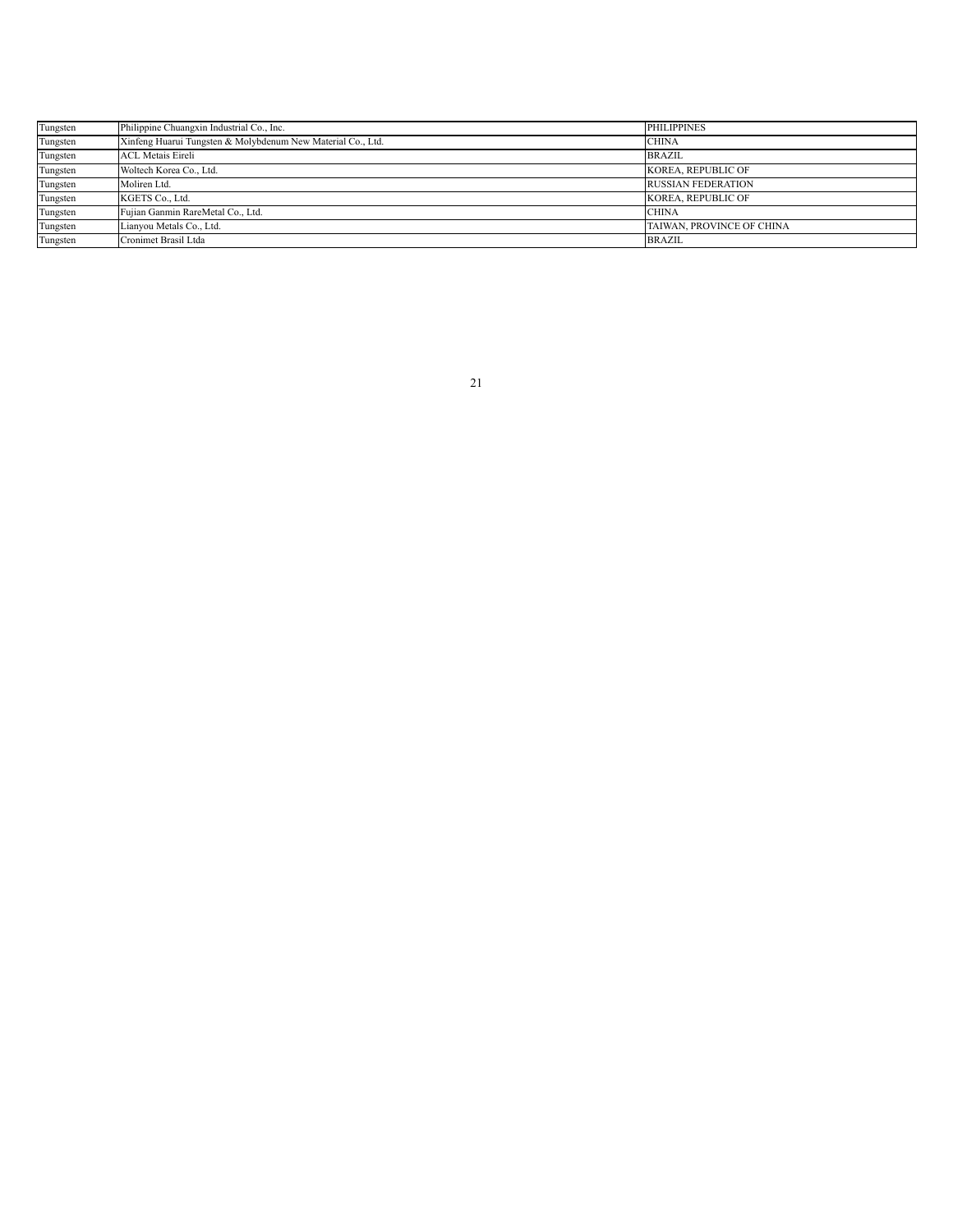| | | |
|---|---|---|
| Tungsten | Philippine Chuangxin Industrial Co., Inc. | PHILIPPINES |
| Tungsten | Xinfeng Huarui Tungsten & Molybdenum New Material Co., Ltd. | CHINA |
| Tungsten | ACL Metais Eireli | BRAZIL |
| Tungsten | Woltech Korea Co., Ltd. | KOREA, REPUBLIC OF |
| Tungsten | Moliren Ltd. | RUSSIAN FEDERATION |
| Tungsten | KGETS Co., Ltd. | KOREA, REPUBLIC OF |
| Tungsten | Fujian Ganmin RareMetal Co., Ltd. | CHINA |
| Tungsten | Lianyou Metals Co., Ltd. | TAIWAN, PROVINCE OF CHINA |
| Tungsten | Cronimet Brasil Ltda | BRAZIL |